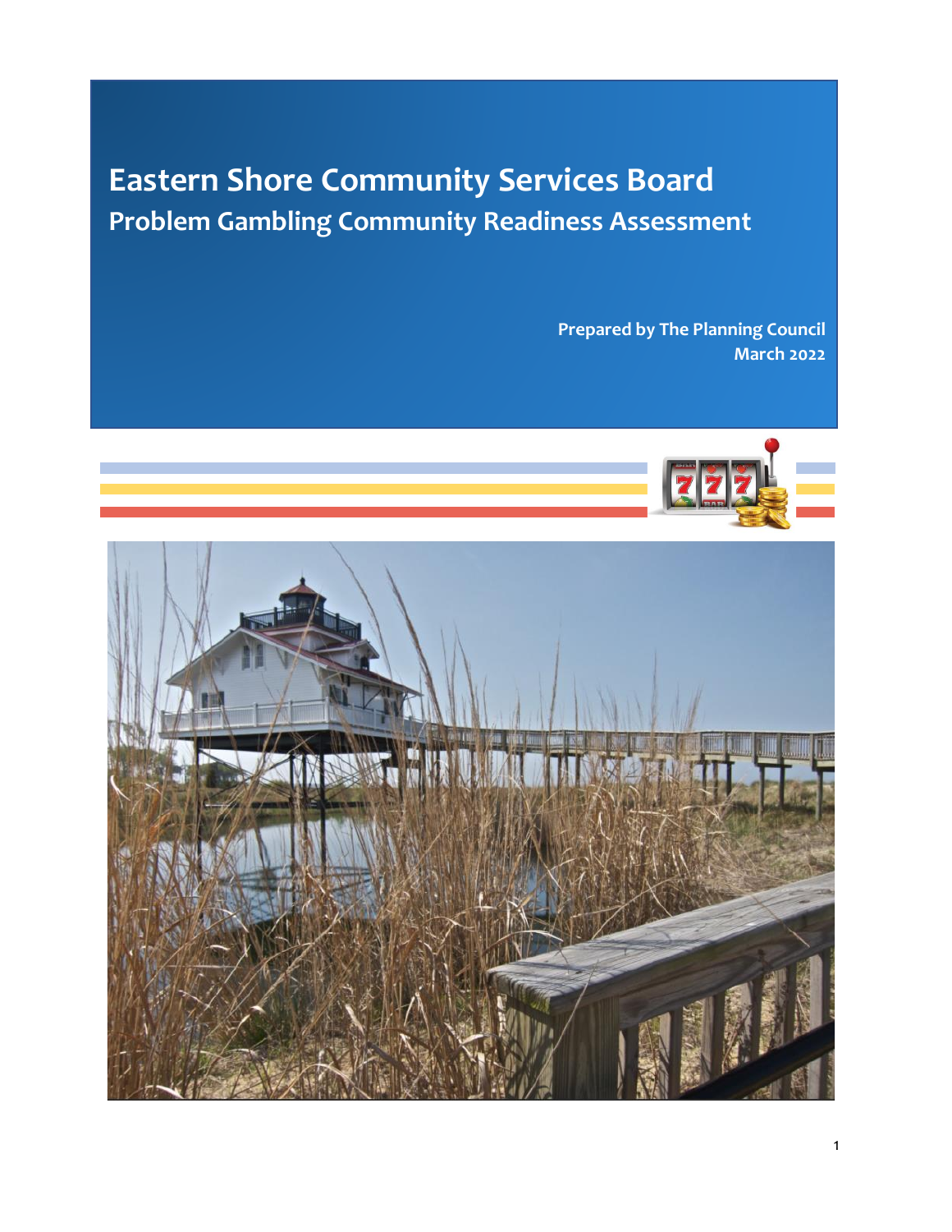# Eastern Shore Community Services Board

## Problem Gambling Community Readiness Assessment

**Prepared by The Planning Council**
**March 2022**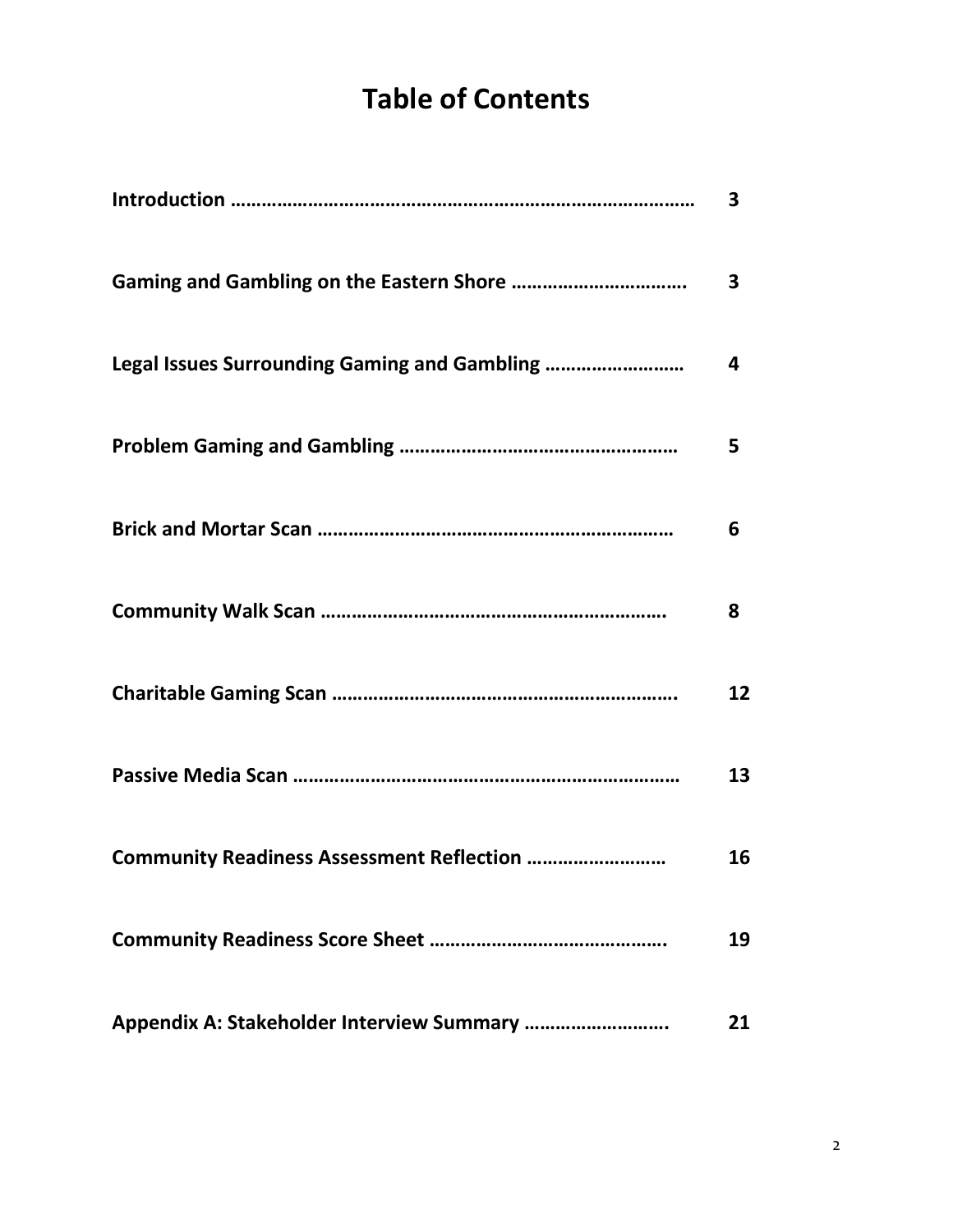# Table of Contents

| | |
|---|---|
| **Introduction** …………………………………………………………………………… | **3** |
| **Gaming and Gambling on the Eastern Shore** ……………………………. | **3** |
| **Legal Issues Surrounding Gaming and Gambling** ……………………… | **4** |
| **Problem Gaming and Gambling** ……………………………………………… | **5** |
| **Brick and Mortar Scan** …………………………………………………………… | **6** |
| **Community Walk Scan** ………………………………………………………. | **8** |
| **Charitable Gaming Scan** ………………………………………………………. | **12** |
| **Passive Media Scan** ………………………………………………………………… | **13** |
| **Community Readiness Assessment Reflection** ……………………… | **16** |
| **Community Readiness Score Sheet** ………………………………………. | **19** |
| **Appendix A: Stakeholder Interview Summary** ………………………. | **21** |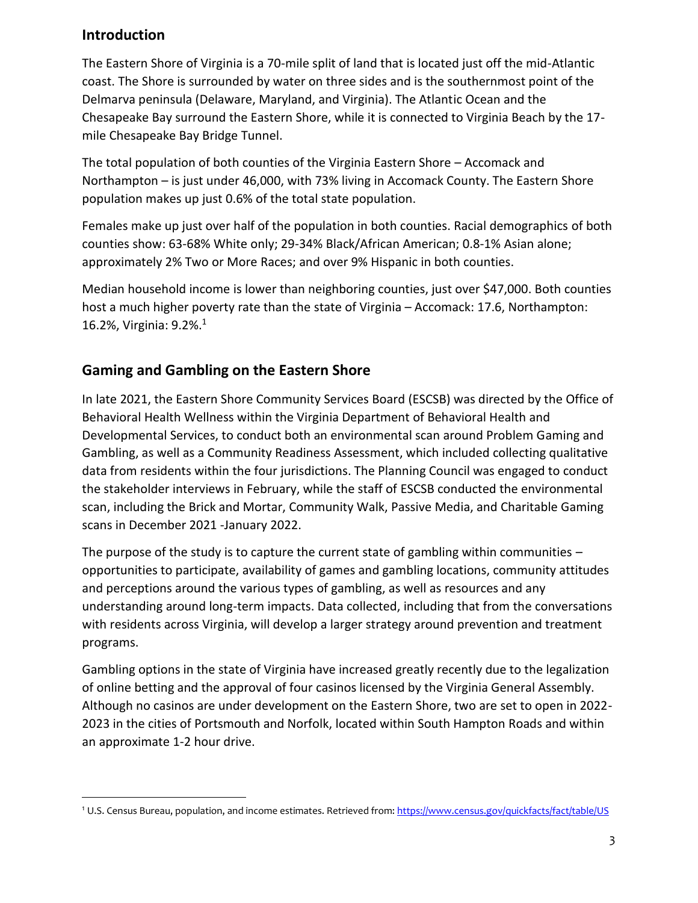## Introduction

The Eastern Shore of Virginia is a 70-mile split of land that is located just off the mid-Atlantic coast. The Shore is surrounded by water on three sides and is the southernmost point of the Delmarva peninsula (Delaware, Maryland, and Virginia). The Atlantic Ocean and the Chesapeake Bay surround the Eastern Shore, while it is connected to Virginia Beach by the 17-mile Chesapeake Bay Bridge Tunnel.

The total population of both counties of the Virginia Eastern Shore – Accomack and Northampton – is just under 46,000, with 73% living in Accomack County. The Eastern Shore population makes up just 0.6% of the total state population.

Females make up just over half of the population in both counties. Racial demographics of both counties show: 63-68% White only; 29-34% Black/African American; 0.8-1% Asian alone; approximately 2% Two or More Races; and over 9% Hispanic in both counties.

Median household income is lower than neighboring counties, just over $47,000. Both counties host a much higher poverty rate than the state of Virginia – Accomack: 17.6, Northampton: 16.2%, Virginia: 9.2%.[1]

## Gaming and Gambling on the Eastern Shore

In late 2021, the Eastern Shore Community Services Board (ESCSB) was directed by the Office of Behavioral Health Wellness within the Virginia Department of Behavioral Health and Developmental Services, to conduct both an environmental scan around Problem Gaming and Gambling, as well as a Community Readiness Assessment, which included collecting qualitative data from residents within the four jurisdictions. The Planning Council was engaged to conduct the stakeholder interviews in February, while the staff of ESCSB conducted the environmental scan, including the Brick and Mortar, Community Walk, Passive Media, and Charitable Gaming scans in December 2021 -January 2022.

The purpose of the study is to capture the current state of gambling within communities – opportunities to participate, availability of games and gambling locations, community attitudes and perceptions around the various types of gambling, as well as resources and any understanding around long-term impacts. Data collected, including that from the conversations with residents across Virginia, will develop a larger strategy around prevention and treatment programs.

Gambling options in the state of Virginia have increased greatly recently due to the legalization of online betting and the approval of four casinos licensed by the Virginia General Assembly. Although no casinos are under development on the Eastern Shore, two are set to open in 2022-2023 in the cities of Portsmouth and Norfolk, located within South Hampton Roads and within an approximate 1-2 hour drive.

---

[1] U.S. Census Bureau, population, and income estimates. Retrieved from: https://www.census.gov/quickfacts/fact/table/US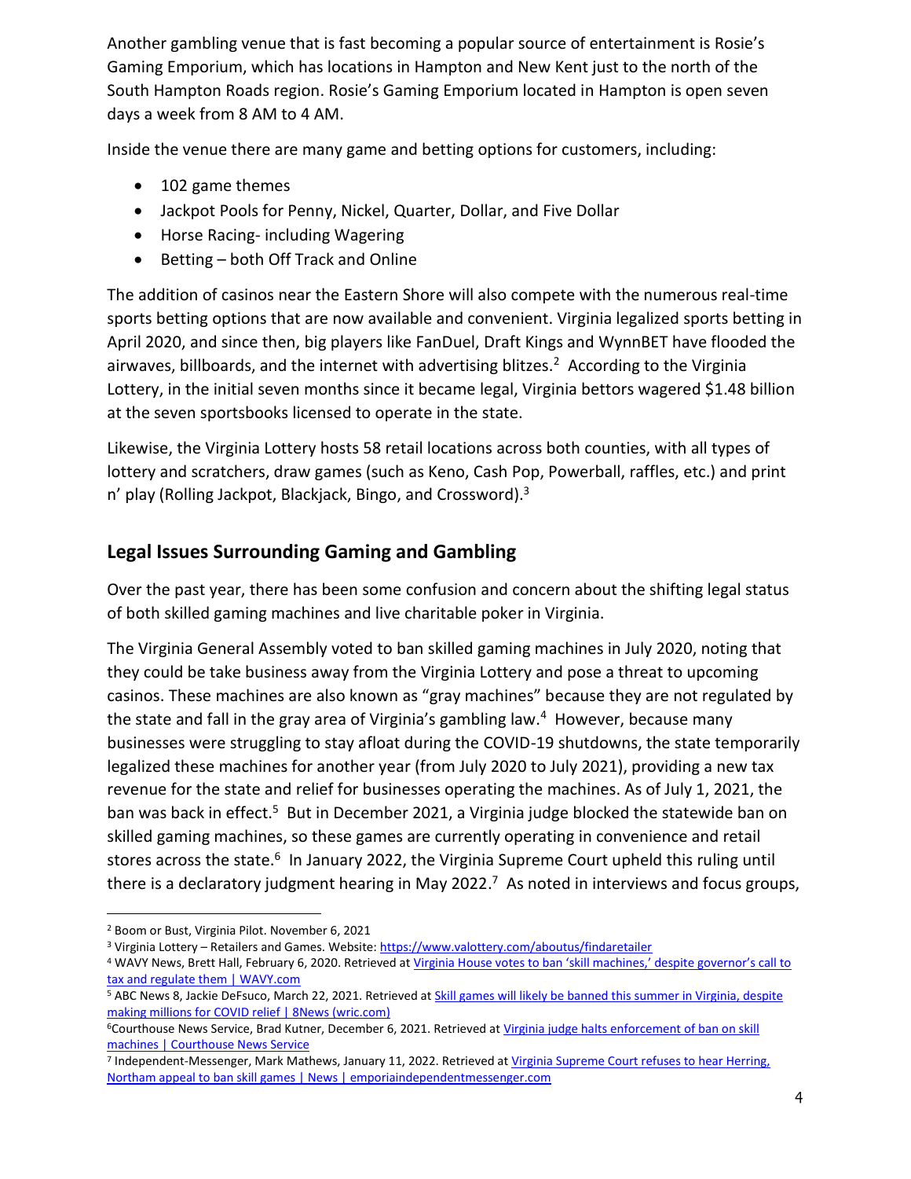Another gambling venue that is fast becoming a popular source of entertainment is Rosie's Gaming Emporium, which has locations in Hampton and New Kent just to the north of the South Hampton Roads region. Rosie's Gaming Emporium located in Hampton is open seven days a week from 8 AM to 4 AM.

Inside the venue there are many game and betting options for customers, including:

- 102 game themes
- Jackpot Pools for Penny, Nickel, Quarter, Dollar, and Five Dollar
- Horse Racing- including Wagering
- Betting – both Off Track and Online

The addition of casinos near the Eastern Shore will also compete with the numerous real-time sports betting options that are now available and convenient. Virginia legalized sports betting in April 2020, and since then, big players like FanDuel, Draft Kings and WynnBET have flooded the airwaves, billboards, and the internet with advertising blitzes.[2] According to the Virginia Lottery, in the initial seven months since it became legal, Virginia bettors wagered $1.48 billion at the seven sportsbooks licensed to operate in the state.

Likewise, the Virginia Lottery hosts 58 retail locations across both counties, with all types of lottery and scratchers, draw games (such as Keno, Cash Pop, Powerball, raffles, etc.) and print n' play (Rolling Jackpot, Blackjack, Bingo, and Crossword).[3]

## Legal Issues Surrounding Gaming and Gambling

Over the past year, there has been some confusion and concern about the shifting legal status of both skilled gaming machines and live charitable poker in Virginia.

The Virginia General Assembly voted to ban skilled gaming machines in July 2020, noting that they could be take business away from the Virginia Lottery and pose a threat to upcoming casinos. These machines are also known as "gray machines" because they are not regulated by the state and fall in the gray area of Virginia's gambling law.[4] However, because many businesses were struggling to stay afloat during the COVID-19 shutdowns, the state temporarily legalized these machines for another year (from July 2020 to July 2021), providing a new tax revenue for the state and relief for businesses operating the machines. As of July 1, 2021, the ban was back in effect.[5] But in December 2021, a Virginia judge blocked the statewide ban on skilled gaming machines, so these games are currently operating in convenience and retail stores across the state.[6] In January 2022, the Virginia Supreme Court upheld this ruling until there is a declaratory judgment hearing in May 2022.[7] As noted in interviews and focus groups,

---

[2] Boom or Bust, Virginia Pilot. November 6, 2021

[3] Virginia Lottery – Retailers and Games. Website: https://www.valottery.com/aboutus/findaretailer

[4] WAVY News, Brett Hall, February 6, 2020. Retrieved at Virginia House votes to ban 'skill machines,' despite governor's call to tax and regulate them | WAVY.com

[5] ABC News 8, Jackie DeFsuco, March 22, 2021. Retrieved at Skill games will likely be banned this summer in Virginia, despite making millions for COVID relief | 8News (wric.com)

[6] Courthouse News Service, Brad Kutner, December 6, 2021. Retrieved at Virginia judge halts enforcement of ban on skill machines | Courthouse News Service

[7] Independent-Messenger, Mark Mathews, January 11, 2022. Retrieved at Virginia Supreme Court refuses to hear Herring, Northam appeal to ban skill games | News | emporiaindependentmessenger.com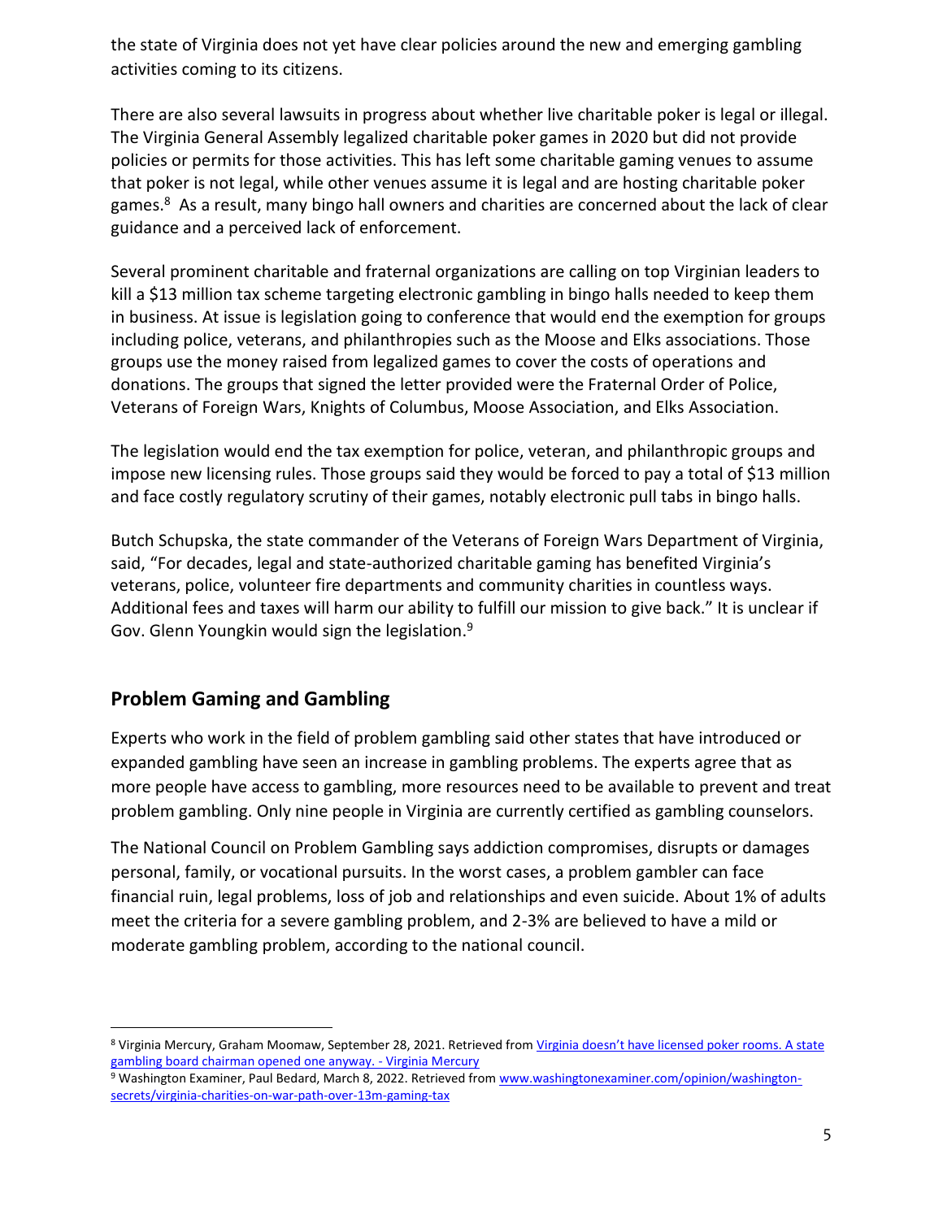the state of Virginia does not yet have clear policies around the new and emerging gambling activities coming to its citizens.

There are also several lawsuits in progress about whether live charitable poker is legal or illegal. The Virginia General Assembly legalized charitable poker games in 2020 but did not provide policies or permits for those activities. This has left some charitable gaming venues to assume that poker is not legal, while other venues assume it is legal and are hosting charitable poker games.[8] As a result, many bingo hall owners and charities are concerned about the lack of clear guidance and a perceived lack of enforcement.

Several prominent charitable and fraternal organizations are calling on top Virginian leaders to kill a $13 million tax scheme targeting electronic gambling in bingo halls needed to keep them in business. At issue is legislation going to conference that would end the exemption for groups including police, veterans, and philanthropies such as the Moose and Elks associations. Those groups use the money raised from legalized games to cover the costs of operations and donations. The groups that signed the letter provided were the Fraternal Order of Police, Veterans of Foreign Wars, Knights of Columbus, Moose Association, and Elks Association.

The legislation would end the tax exemption for police, veteran, and philanthropic groups and impose new licensing rules. Those groups said they would be forced to pay a total of $13 million and face costly regulatory scrutiny of their games, notably electronic pull tabs in bingo halls.

Butch Schupska, the state commander of the Veterans of Foreign Wars Department of Virginia, said, "For decades, legal and state-authorized charitable gaming has benefited Virginia's veterans, police, volunteer fire departments and community charities in countless ways. Additional fees and taxes will harm our ability to fulfill our mission to give back." It is unclear if Gov. Glenn Youngkin would sign the legislation.[9]

## Problem Gaming and Gambling

Experts who work in the field of problem gambling said other states that have introduced or expanded gambling have seen an increase in gambling problems. The experts agree that as more people have access to gambling, more resources need to be available to prevent and treat problem gambling. Only nine people in Virginia are currently certified as gambling counselors.

The National Council on Problem Gambling says addiction compromises, disrupts or damages personal, family, or vocational pursuits. In the worst cases, a problem gambler can face financial ruin, legal problems, loss of job and relationships and even suicide. About 1% of adults meet the criteria for a severe gambling problem, and 2-3% are believed to have a mild or moderate gambling problem, according to the national council.

---

[8] Virginia Mercury, Graham Moomaw, September 28, 2021. Retrieved from Virginia doesn't have licensed poker rooms. A state gambling board chairman opened one anyway. - Virginia Mercury

[9] Washington Examiner, Paul Bedard, March 8, 2022. Retrieved from www.washingtonexaminer.com/opinion/washington-secrets/virginia-charities-on-war-path-over-13m-gaming-tax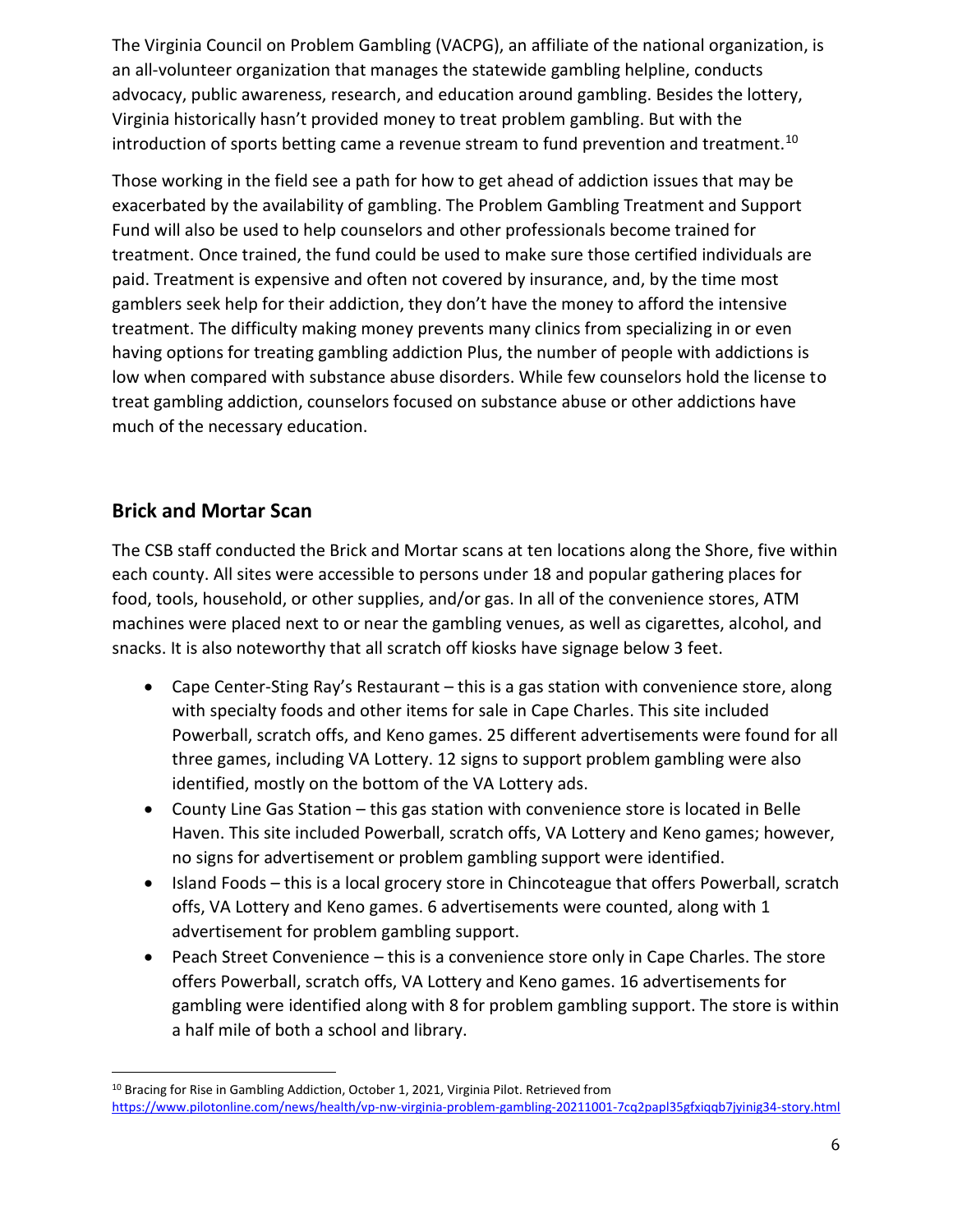The Virginia Council on Problem Gambling (VACPG), an affiliate of the national organization, is an all-volunteer organization that manages the statewide gambling helpline, conducts advocacy, public awareness, research, and education around gambling. Besides the lottery, Virginia historically hasn't provided money to treat problem gambling. But with the introduction of sports betting came a revenue stream to fund prevention and treatment.[10]

Those working in the field see a path for how to get ahead of addiction issues that may be exacerbated by the availability of gambling. The Problem Gambling Treatment and Support Fund will also be used to help counselors and other professionals become trained for treatment. Once trained, the fund could be used to make sure those certified individuals are paid. Treatment is expensive and often not covered by insurance, and, by the time most gamblers seek help for their addiction, they don't have the money to afford the intensive treatment. The difficulty making money prevents many clinics from specializing in or even having options for treating gambling addiction Plus, the number of people with addictions is low when compared with substance abuse disorders. While few counselors hold the license to treat gambling addiction, counselors focused on substance abuse or other addictions have much of the necessary education.

## Brick and Mortar Scan

The CSB staff conducted the Brick and Mortar scans at ten locations along the Shore, five within each county. All sites were accessible to persons under 18 and popular gathering places for food, tools, household, or other supplies, and/or gas. In all of the convenience stores, ATM machines were placed next to or near the gambling venues, as well as cigarettes, alcohol, and snacks. It is also noteworthy that all scratch off kiosks have signage below 3 feet.

- Cape Center-Sting Ray's Restaurant – this is a gas station with convenience store, along with specialty foods and other items for sale in Cape Charles. This site included Powerball, scratch offs, and Keno games. 25 different advertisements were found for all three games, including VA Lottery. 12 signs to support problem gambling were also identified, mostly on the bottom of the VA Lottery ads.
- County Line Gas Station – this gas station with convenience store is located in Belle Haven. This site included Powerball, scratch offs, VA Lottery and Keno games; however, no signs for advertisement or problem gambling support were identified.
- Island Foods – this is a local grocery store in Chincoteague that offers Powerball, scratch offs, VA Lottery and Keno games. 6 advertisements were counted, along with 1 advertisement for problem gambling support.
- Peach Street Convenience – this is a convenience store only in Cape Charles. The store offers Powerball, scratch offs, VA Lottery and Keno games. 16 advertisements for gambling were identified along with 8 for problem gambling support. The store is within a half mile of both a school and library.

[10] Bracing for Rise in Gambling Addiction, October 1, 2021, Virginia Pilot. Retrieved from https://www.pilotonline.com/news/health/vp-nw-virginia-problem-gambling-20211001-7cq2papl35gfxiqqb7jyinig34-story.html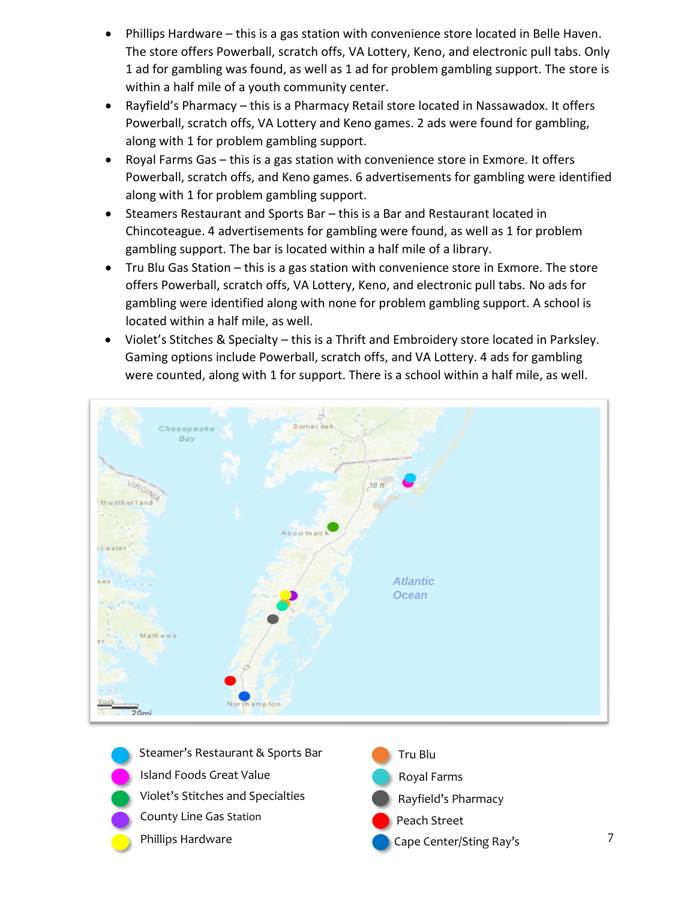- Phillips Hardware – this is a gas station with convenience store located in Belle Haven. The store offers Powerball, scratch offs, VA Lottery, Keno, and electronic pull tabs. Only 1 ad for gambling was found, as well as 1 ad for problem gambling support. The store is within a half mile of a youth community center.
- Rayfield's Pharmacy – this is a Pharmacy Retail store located in Nassawadox. It offers Powerball, scratch offs, VA Lottery and Keno games. 2 ads were found for gambling, along with 1 for problem gambling support.
- Royal Farms Gas – this is a gas station with convenience store in Exmore. It offers Powerball, scratch offs, and Keno games. 6 advertisements for gambling were identified along with 1 for problem gambling support.
- Steamers Restaurant and Sports Bar – this is a Bar and Restaurant located in Chincoteague. 4 advertisements for gambling were found, as well as 1 for problem gambling support. The bar is located within a half mile of a library.
- Tru Blu Gas Station – this is a gas station with convenience store in Exmore. The store offers Powerball, scratch offs, VA Lottery, Keno, and electronic pull tabs. No ads for gambling were identified along with none for problem gambling support. A school is located within a half mile, as well.
- Violet's Stitches & Specialty – this is a Thrift and Embroidery store located in Parksley. Gaming options include Powerball, scratch offs, and VA Lottery. 4 ads for gambling were counted, along with 1 for support. There is a school within a half mile, as well.

- Steamer's Restaurant & Sports Bar
- Island Foods Great Value
- Violet's Stitches and Specialties
- County Line Gas Station
- Phillips Hardware
- Tru Blu
- Royal Farms
- Rayfield's Pharmacy
- Peach Street
- Cape Center/Sting Ray's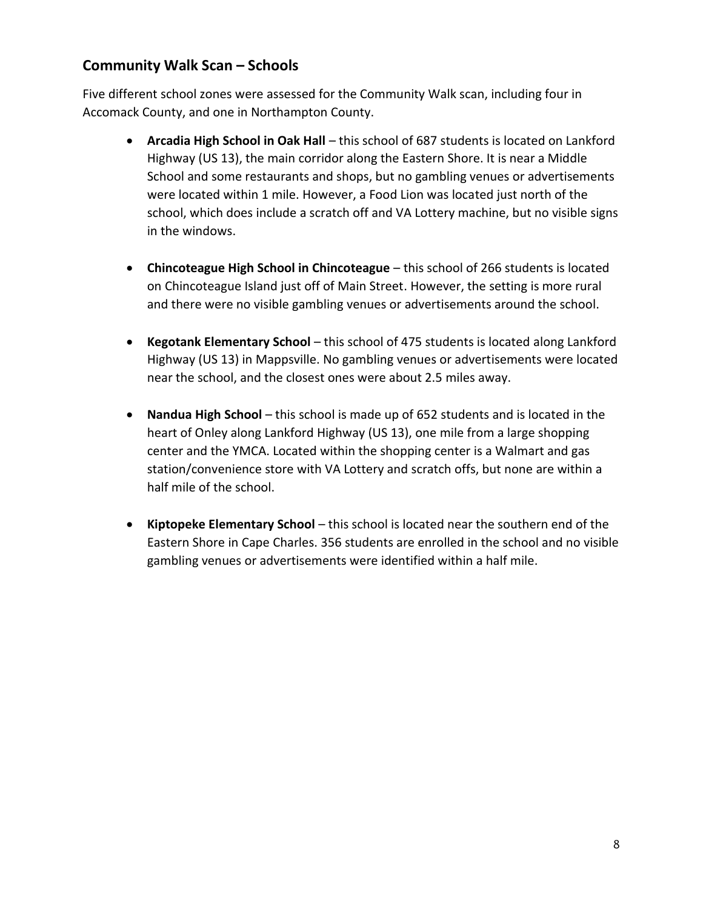## Community Walk Scan – Schools

Five different school zones were assessed for the Community Walk scan, including four in Accomack County, and one in Northampton County.

- **Arcadia High School in Oak Hall** – this school of 687 students is located on Lankford Highway (US 13), the main corridor along the Eastern Shore. It is near a Middle School and some restaurants and shops, but no gambling venues or advertisements were located within 1 mile. However, a Food Lion was located just north of the school, which does include a scratch off and VA Lottery machine, but no visible signs in the windows.

- **Chincoteague High School in Chincoteague** – this school of 266 students is located on Chincoteague Island just off of Main Street. However, the setting is more rural and there were no visible gambling venues or advertisements around the school.

- **Kegotank Elementary School** – this school of 475 students is located along Lankford Highway (US 13) in Mappsville. No gambling venues or advertisements were located near the school, and the closest ones were about 2.5 miles away.

- **Nandua High School** – this school is made up of 652 students and is located in the heart of Onley along Lankford Highway (US 13), one mile from a large shopping center and the YMCA. Located within the shopping center is a Walmart and gas station/convenience store with VA Lottery and scratch offs, but none are within a half mile of the school.

- **Kiptopeke Elementary School** – this school is located near the southern end of the Eastern Shore in Cape Charles. 356 students are enrolled in the school and no visible gambling venues or advertisements were identified within a half mile.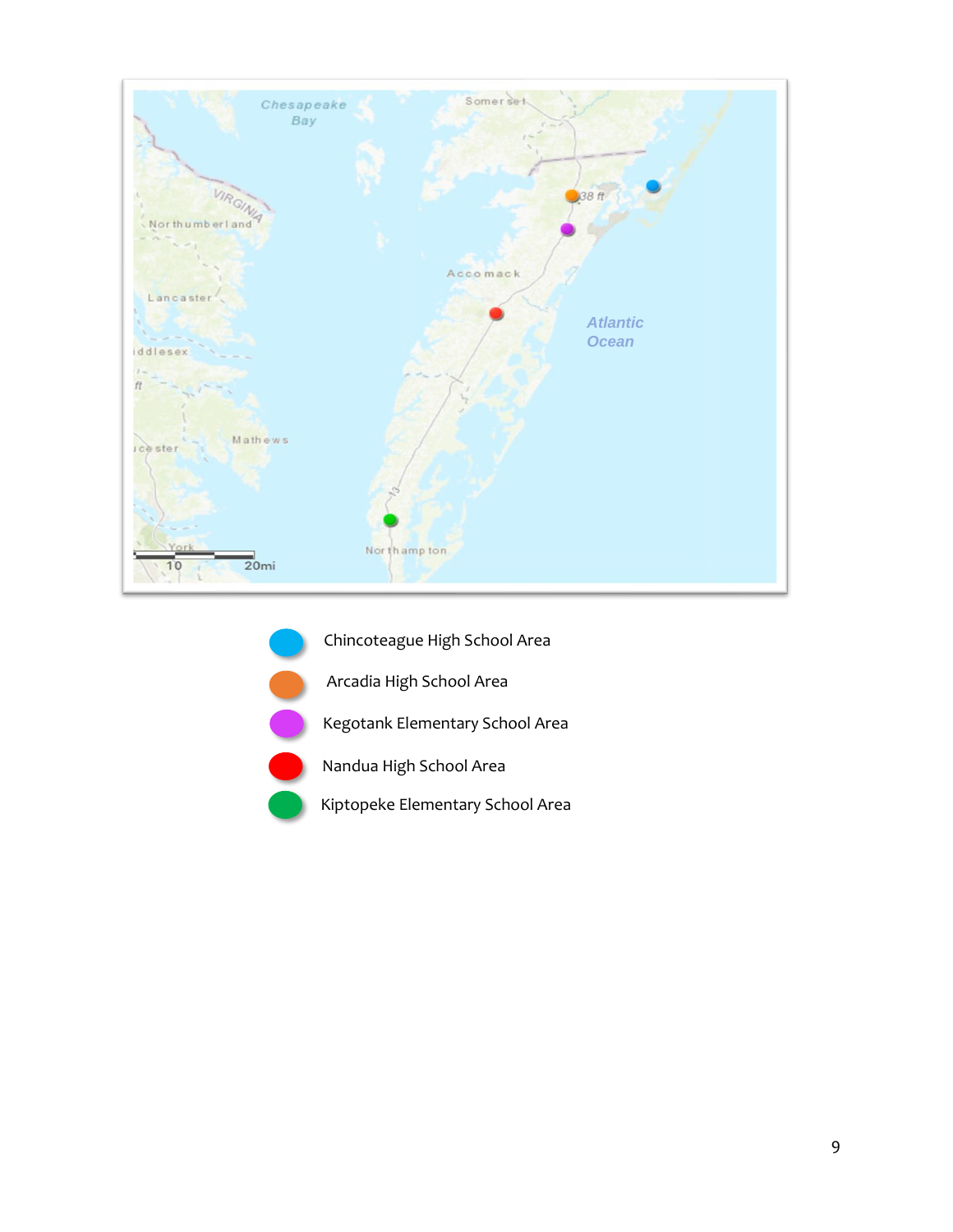Chincoteague High School Area

Arcadia High School Area

Kegotank Elementary School Area

Nandua High School Area

Kiptopeke Elementary School Area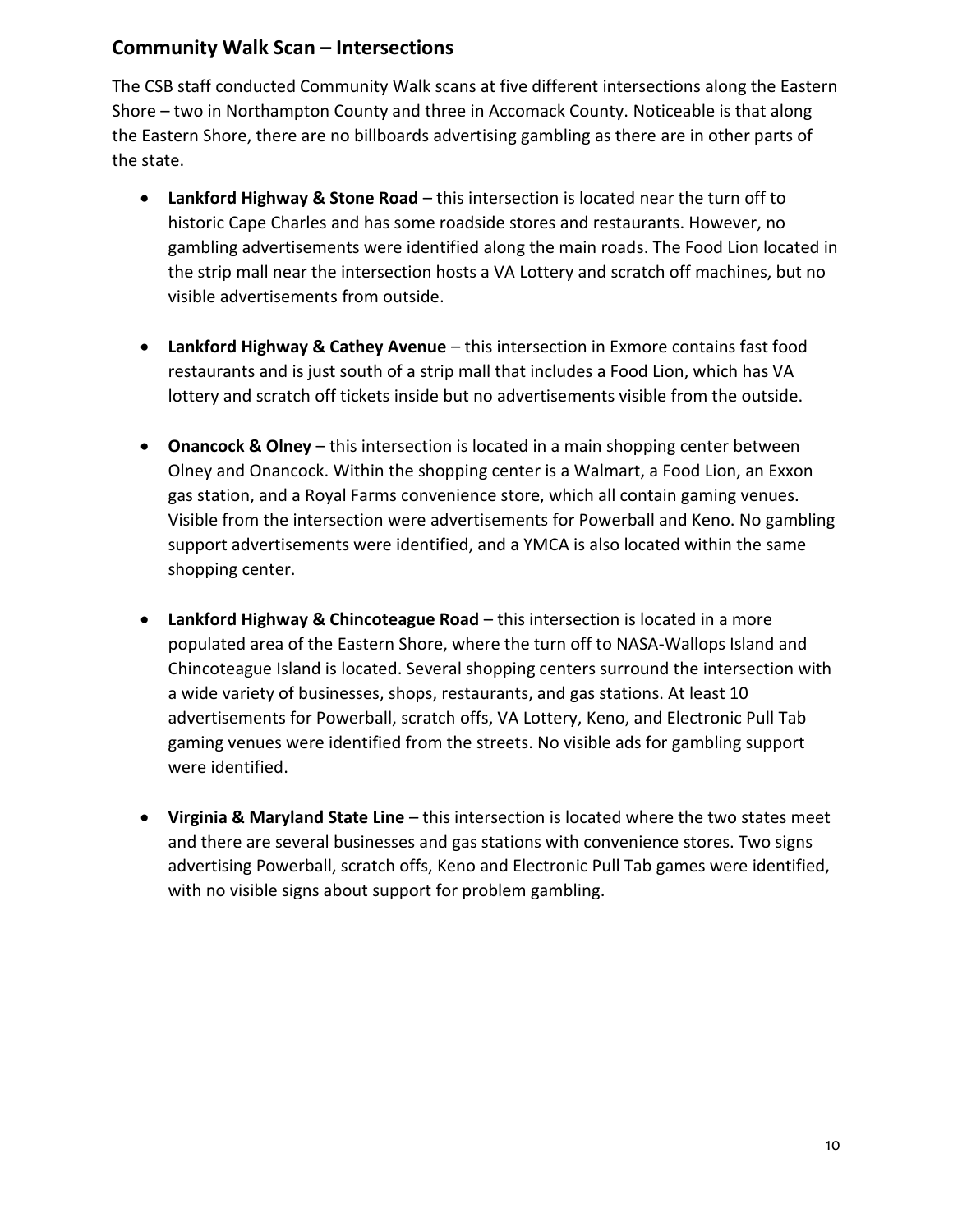## Community Walk Scan – Intersections

The CSB staff conducted Community Walk scans at five different intersections along the Eastern Shore – two in Northampton County and three in Accomack County. Noticeable is that along the Eastern Shore, there are no billboards advertising gambling as there are in other parts of the state.

- **Lankford Highway & Stone Road** – this intersection is located near the turn off to historic Cape Charles and has some roadside stores and restaurants. However, no gambling advertisements were identified along the main roads. The Food Lion located in the strip mall near the intersection hosts a VA Lottery and scratch off machines, but no visible advertisements from outside.

- **Lankford Highway & Cathey Avenue** – this intersection in Exmore contains fast food restaurants and is just south of a strip mall that includes a Food Lion, which has VA lottery and scratch off tickets inside but no advertisements visible from the outside.

- **Onancock & Olney** – this intersection is located in a main shopping center between Olney and Onancock. Within the shopping center is a Walmart, a Food Lion, an Exxon gas station, and a Royal Farms convenience store, which all contain gaming venues. Visible from the intersection were advertisements for Powerball and Keno. No gambling support advertisements were identified, and a YMCA is also located within the same shopping center.

- **Lankford Highway & Chincoteague Road** – this intersection is located in a more populated area of the Eastern Shore, where the turn off to NASA-Wallops Island and Chincoteague Island is located. Several shopping centers surround the intersection with a wide variety of businesses, shops, restaurants, and gas stations. At least 10 advertisements for Powerball, scratch offs, VA Lottery, Keno, and Electronic Pull Tab gaming venues were identified from the streets. No visible ads for gambling support were identified.

- **Virginia & Maryland State Line** – this intersection is located where the two states meet and there are several businesses and gas stations with convenience stores. Two signs advertising Powerball, scratch offs, Keno and Electronic Pull Tab games were identified, with no visible signs about support for problem gambling.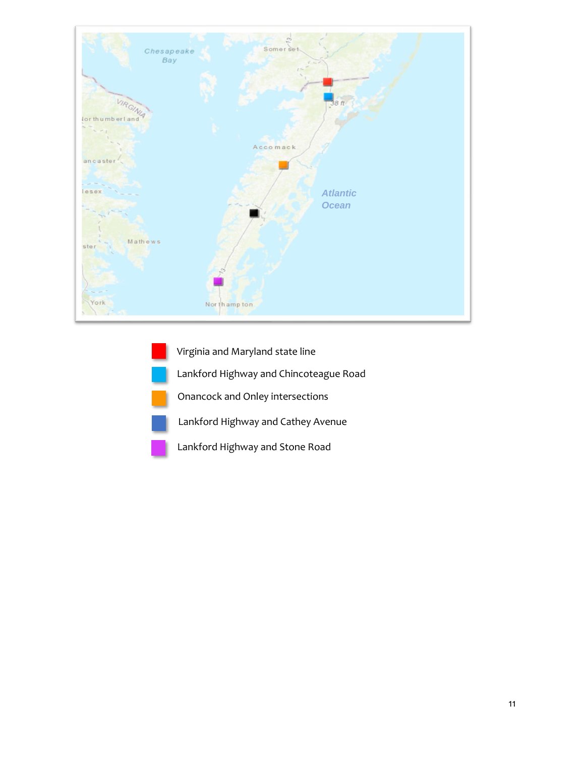- Virginia and Maryland state line
- Lankford Highway and Chincoteague Road
- Onancock and Onley intersections
- Lankford Highway and Cathey Avenue
- Lankford Highway and Stone Road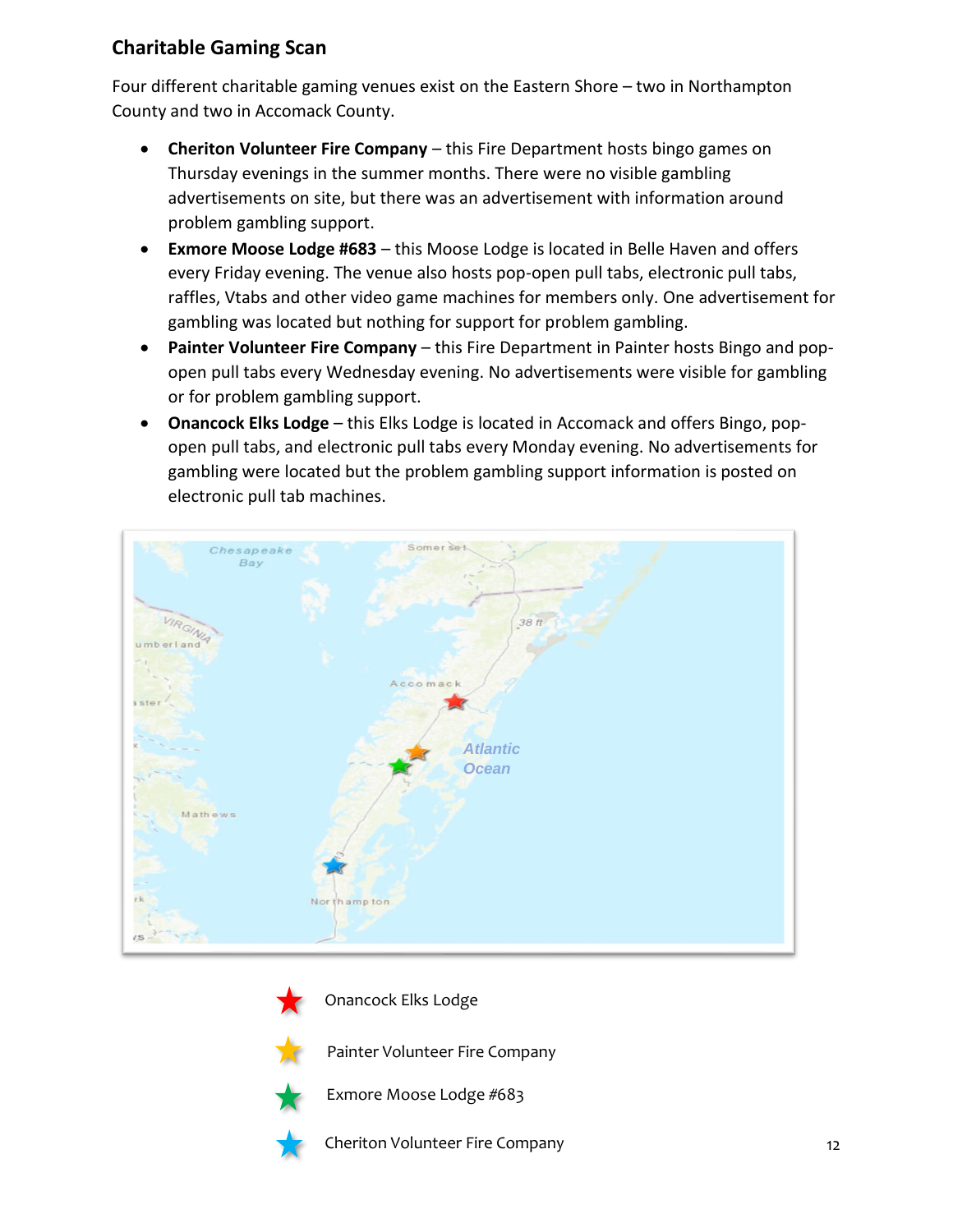## Charitable Gaming Scan

Four different charitable gaming venues exist on the Eastern Shore – two in Northampton County and two in Accomack County.

- **Cheriton Volunteer Fire Company** – this Fire Department hosts bingo games on Thursday evenings in the summer months. There were no visible gambling advertisements on site, but there was an advertisement with information around problem gambling support.
- **Exmore Moose Lodge #683** – this Moose Lodge is located in Belle Haven and offers every Friday evening. The venue also hosts pop-open pull tabs, electronic pull tabs, raffles, Vtabs and other video game machines for members only. One advertisement for gambling was located but nothing for support for problem gambling.
- **Painter Volunteer Fire Company** – this Fire Department in Painter hosts Bingo and pop-open pull tabs every Wednesday evening. No advertisements were visible for gambling or for problem gambling support.
- **Onancock Elks Lodge** – this Elks Lodge is located in Accomack and offers Bingo, pop-open pull tabs, and electronic pull tabs every Monday evening. No advertisements for gambling were located but the problem gambling support information is posted on electronic pull tab machines.

Onancock Elks Lodge

Painter Volunteer Fire Company

Exmore Moose Lodge #683

Cheriton Volunteer Fire Company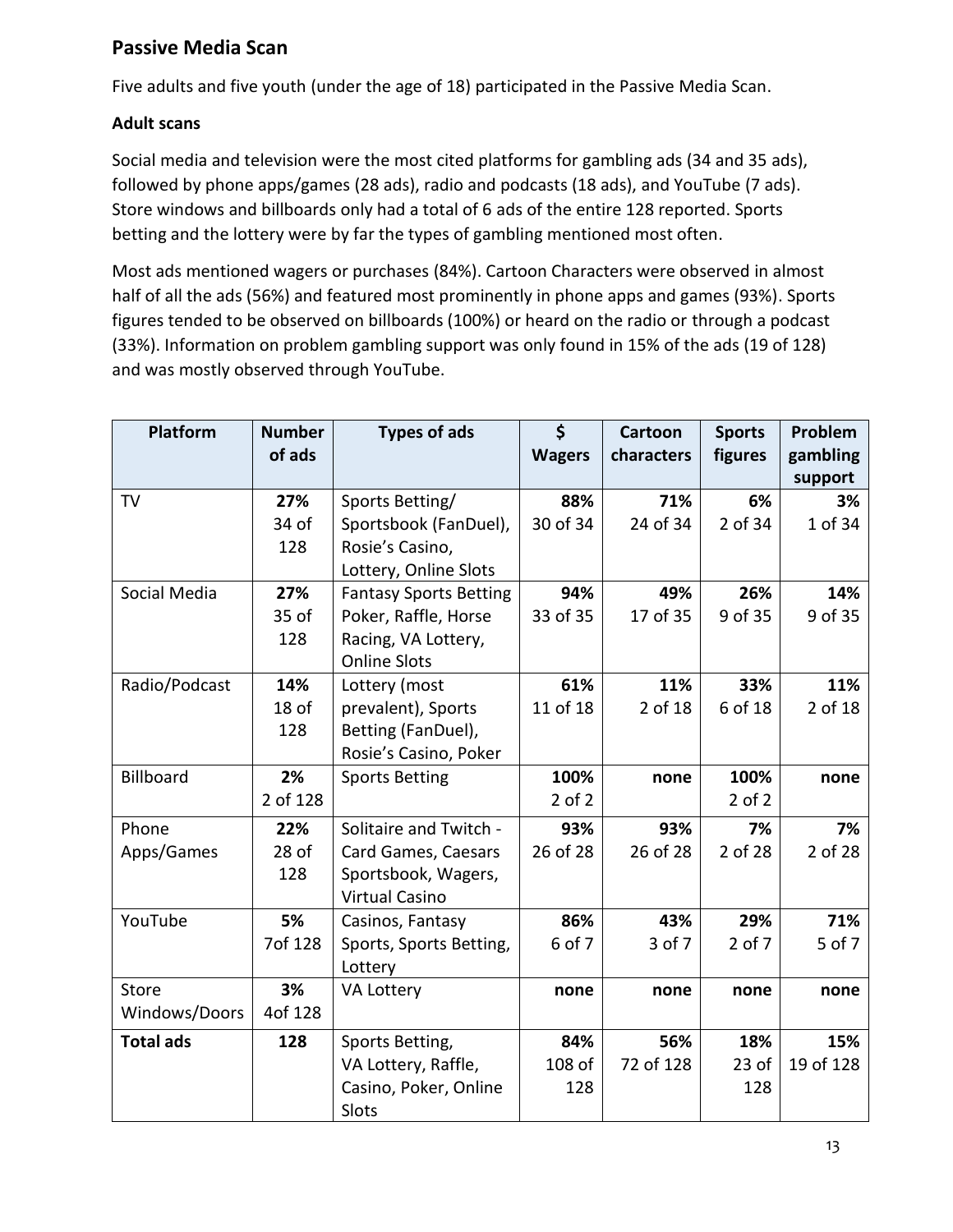## Passive Media Scan

Five adults and five youth (under the age of 18) participated in the Passive Media Scan.

### Adult scans

Social media and television were the most cited platforms for gambling ads (34 and 35 ads), followed by phone apps/games (28 ads), radio and podcasts (18 ads), and YouTube (7 ads). Store windows and billboards only had a total of 6 ads of the entire 128 reported. Sports betting and the lottery were by far the types of gambling mentioned most often.

Most ads mentioned wagers or purchases (84%). Cartoon Characters were observed in almost half of all the ads (56%) and featured most prominently in phone apps and games (93%). Sports figures tended to be observed on billboards (100%) or heard on the radio or through a podcast (33%). Information on problem gambling support was only found in 15% of the ads (19 of 128) and was mostly observed through YouTube.

| Platform | Number of ads | Types of ads | $ Wagers | Cartoon characters | Sports figures | Problem gambling support |
|---|---|---|---|---|---|---|
| TV | **27%** 34 of 128 | Sports Betting/ Sportsbook (FanDuel), Rosie's Casino, Lottery, Online Slots | **88%** 30 of 34 | **71%** 24 of 34 | **6%** 2 of 34 | **3%** 1 of 34 |
| Social Media | **27%** 35 of 128 | Fantasy Sports Betting Poker, Raffle, Horse Racing, VA Lottery, Online Slots | **94%** 33 of 35 | **49%** 17 of 35 | **26%** 9 of 35 | **14%** 9 of 35 |
| Radio/Podcast | **14%** 18 of 128 | Lottery (most prevalent), Sports Betting (FanDuel), Rosie's Casino, Poker | **61%** 11 of 18 | **11%** 2 of 18 | **33%** 6 of 18 | **11%** 2 of 18 |
| Billboard | **2%** 2 of 128 | Sports Betting | **100%** 2 of 2 | **none** | **100%** 2 of 2 | **none** |
| Phone Apps/Games | **22%** 28 of 128 | Solitaire and Twitch - Card Games, Caesars Sportsbook, Wagers, Virtual Casino | **93%** 26 of 28 | **93%** 26 of 28 | **7%** 2 of 28 | **7%** 2 of 28 |
| YouTube | **5%** 7of 128 | Casinos, Fantasy Sports, Sports Betting, Lottery | **86%** 6 of 7 | **43%** 3 of 7 | **29%** 2 of 7 | **71%** 5 of 7 |
| Store Windows/Doors | **3%** 4of 128 | VA Lottery | **none** | **none** | **none** | **none** |
| **Total ads** | **128** | Sports Betting, VA Lottery, Raffle, Casino, Poker, Online Slots | **84%** 108 of 128 | **56%** 72 of 128 | **18%** 23 of 128 | **15%** 19 of 128 |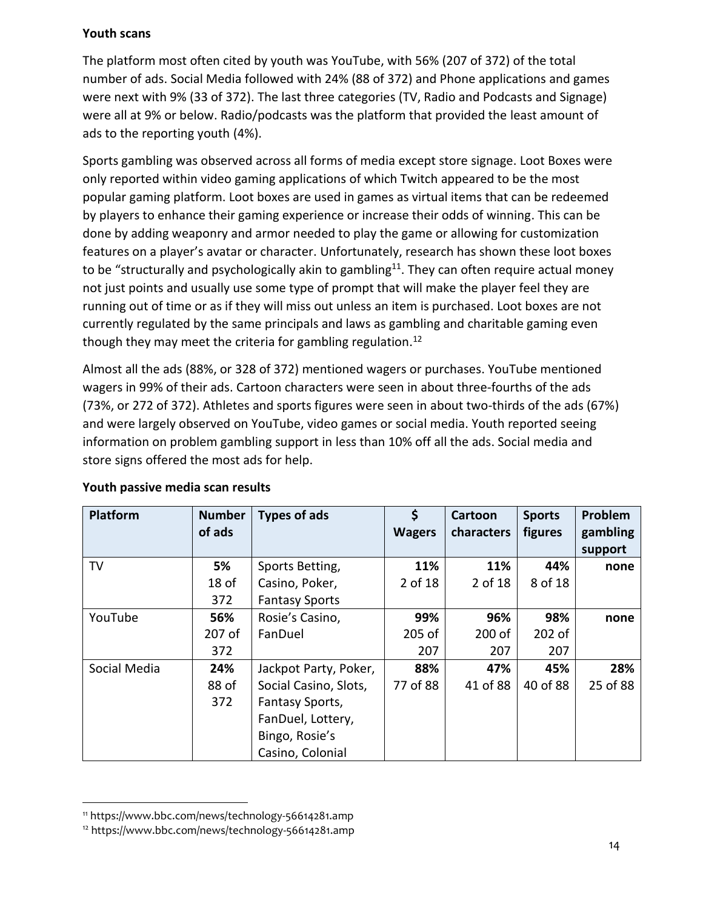**Youth scans**

The platform most often cited by youth was YouTube, with 56% (207 of 372) of the total number of ads. Social Media followed with 24% (88 of 372) and Phone applications and games were next with 9% (33 of 372). The last three categories (TV, Radio and Podcasts and Signage) were all at 9% or below. Radio/podcasts was the platform that provided the least amount of ads to the reporting youth (4%).

Sports gambling was observed across all forms of media except store signage. Loot Boxes were only reported within video gaming applications of which Twitch appeared to be the most popular gaming platform. Loot boxes are used in games as virtual items that can be redeemed by players to enhance their gaming experience or increase their odds of winning. This can be done by adding weaponry and armor needed to play the game or allowing for customization features on a player's avatar or character. Unfortunately, research has shown these loot boxes to be "structurally and psychologically akin to gambling[11]. They can often require actual money not just points and usually use some type of prompt that will make the player feel they are running out of time or as if they will miss out unless an item is purchased. Loot boxes are not currently regulated by the same principals and laws as gambling and charitable gaming even though they may meet the criteria for gambling regulation.[12]

Almost all the ads (88%, or 328 of 372) mentioned wagers or purchases. YouTube mentioned wagers in 99% of their ads. Cartoon characters were seen in about three-fourths of the ads (73%, or 272 of 372). Athletes and sports figures were seen in about two-thirds of the ads (67%) and were largely observed on YouTube, video games or social media. Youth reported seeing information on problem gambling support in less than 10% off all the ads. Social media and store signs offered the most ads for help.

**Youth passive media scan results**

| Platform | Number of ads | Types of ads | $ Wagers | Cartoon characters | Sports figures | Problem gambling support |
|---|---|---|---|---|---|---|
| TV | **5%** 18 of 372 | Sports Betting, Casino, Poker, Fantasy Sports | **11%** 2 of 18 | **11%** 2 of 18 | **44%** 8 of 18 | **none** |
| YouTube | **56%** 207 of 372 | Rosie's Casino, FanDuel | **99%** 205 of 207 | **96%** 200 of 207 | **98%** 202 of 207 | **none** |
| Social Media | **24%** 88 of 372 | Jackpot Party, Poker, Social Casino, Slots, Fantasy Sports, FanDuel, Lottery, Bingo, Rosie's Casino, Colonial | **88%** 77 of 88 | **47%** 41 of 88 | **45%** 40 of 88 | **28%** 25 of 88 |

[11] https://www.bbc.com/news/technology-56614281.amp

[12] https://www.bbc.com/news/technology-56614281.amp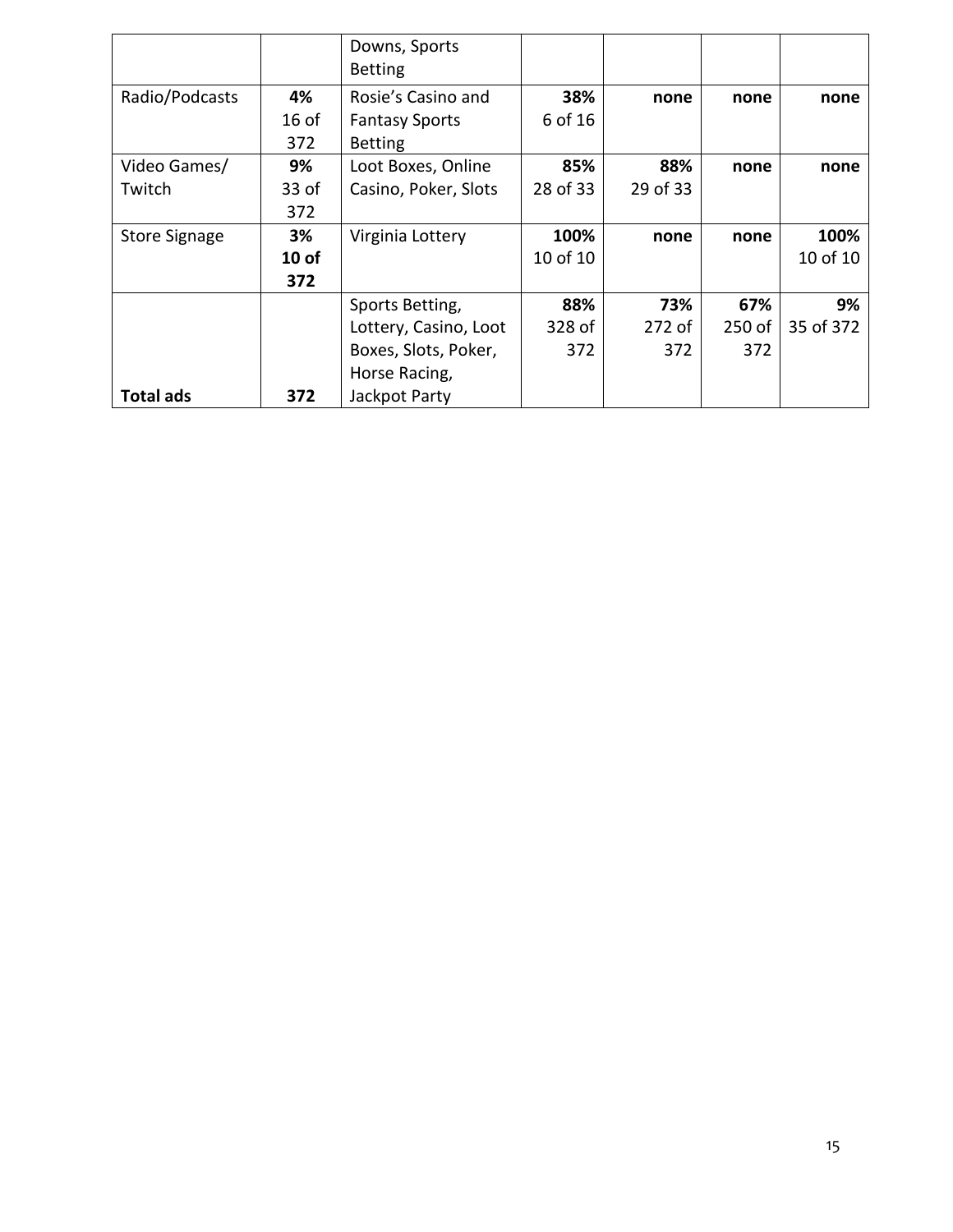| | | Downs, Sports Betting | | | | |
|---|---|---|---|---|---|---|
| Radio/Podcasts | **4%** 16 of 372 | Rosie's Casino and Fantasy Sports Betting | **38%** 6 of 16 | **none** | **none** | **none** |
| Video Games/ Twitch | **9%** 33 of 372 | Loot Boxes, Online Casino, Poker, Slots | **85%** 28 of 33 | **88%** 29 of 33 | **none** | **none** |
| Store Signage | **3%** **10 of 372** | Virginia Lottery | **100%** 10 of 10 | **none** | **none** | **100%** 10 of 10 |
| **Total ads** | **372** | Sports Betting, Lottery, Casino, Loot Boxes, Slots, Poker, Horse Racing, Jackpot Party | **88%** 328 of 372 | **73%** 272 of 372 | **67%** 250 of 372 | **9%** 35 of 372 |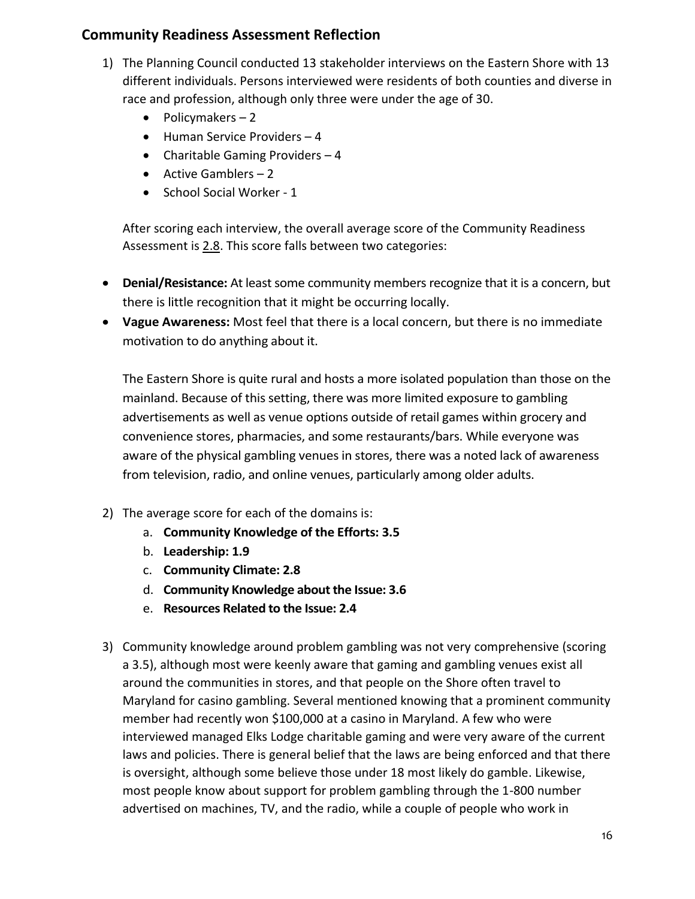## Community Readiness Assessment Reflection

1) The Planning Council conducted 13 stakeholder interviews on the Eastern Shore with 13 different individuals. Persons interviewed were residents of both counties and diverse in race and profession, although only three were under the age of 30.
   - Policymakers – 2
   - Human Service Providers – 4
   - Charitable Gaming Providers – 4
   - Active Gamblers – 2
   - School Social Worker - 1

   After scoring each interview, the overall average score of the Community Readiness Assessment is 2.8. This score falls between two categories:

- **Denial/Resistance:** At least some community members recognize that it is a concern, but there is little recognition that it might be occurring locally.
- **Vague Awareness:** Most feel that there is a local concern, but there is no immediate motivation to do anything about it.

   The Eastern Shore is quite rural and hosts a more isolated population than those on the mainland. Because of this setting, there was more limited exposure to gambling advertisements as well as venue options outside of retail games within grocery and convenience stores, pharmacies, and some restaurants/bars. While everyone was aware of the physical gambling venues in stores, there was a noted lack of awareness from television, radio, and online venues, particularly among older adults.

2) The average score for each of the domains is:
   a. **Community Knowledge of the Efforts: 3.5**
   b. **Leadership: 1.9**
   c. **Community Climate: 2.8**
   d. **Community Knowledge about the Issue: 3.6**
   e. **Resources Related to the Issue: 2.4**

3) Community knowledge around problem gambling was not very comprehensive (scoring a 3.5), although most were keenly aware that gaming and gambling venues exist all around the communities in stores, and that people on the Shore often travel to Maryland for casino gambling. Several mentioned knowing that a prominent community member had recently won $100,000 at a casino in Maryland. A few who were interviewed managed Elks Lodge charitable gaming and were very aware of the current laws and policies. There is general belief that the laws are being enforced and that there is oversight, although some believe those under 18 most likely do gamble. Likewise, most people know about support for problem gambling through the 1-800 number advertised on machines, TV, and the radio, while a couple of people who work in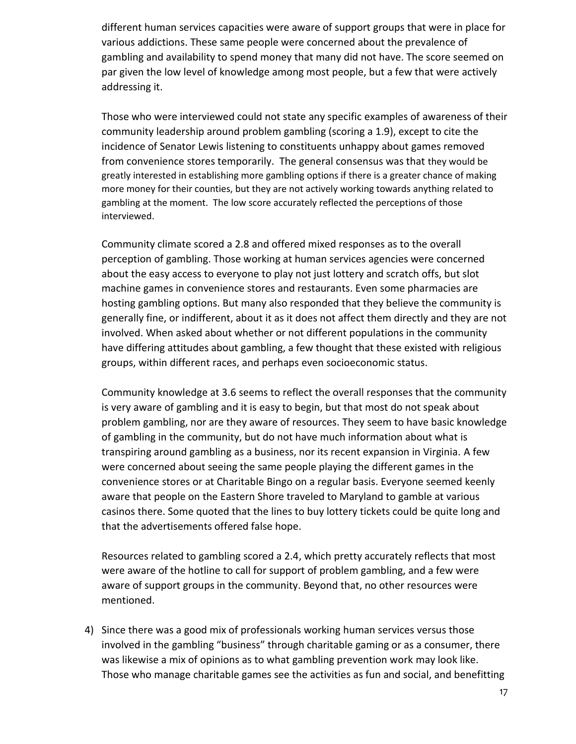different human services capacities were aware of support groups that were in place for various addictions. These same people were concerned about the prevalence of gambling and availability to spend money that many did not have. The score seemed on par given the low level of knowledge among most people, but a few that were actively addressing it.

Those who were interviewed could not state any specific examples of awareness of their community leadership around problem gambling (scoring a 1.9), except to cite the incidence of Senator Lewis listening to constituents unhappy about games removed from convenience stores temporarily. The general consensus was that they would be greatly interested in establishing more gambling options if there is a greater chance of making more money for their counties, but they are not actively working towards anything related to gambling at the moment. The low score accurately reflected the perceptions of those interviewed.

Community climate scored a 2.8 and offered mixed responses as to the overall perception of gambling. Those working at human services agencies were concerned about the easy access to everyone to play not just lottery and scratch offs, but slot machine games in convenience stores and restaurants. Even some pharmacies are hosting gambling options. But many also responded that they believe the community is generally fine, or indifferent, about it as it does not affect them directly and they are not involved. When asked about whether or not different populations in the community have differing attitudes about gambling, a few thought that these existed with religious groups, within different races, and perhaps even socioeconomic status.

Community knowledge at 3.6 seems to reflect the overall responses that the community is very aware of gambling and it is easy to begin, but that most do not speak about problem gambling, nor are they aware of resources. They seem to have basic knowledge of gambling in the community, but do not have much information about what is transpiring around gambling as a business, nor its recent expansion in Virginia. A few were concerned about seeing the same people playing the different games in the convenience stores or at Charitable Bingo on a regular basis. Everyone seemed keenly aware that people on the Eastern Shore traveled to Maryland to gamble at various casinos there. Some quoted that the lines to buy lottery tickets could be quite long and that the advertisements offered false hope.

Resources related to gambling scored a 2.4, which pretty accurately reflects that most were aware of the hotline to call for support of problem gambling, and a few were aware of support groups in the community. Beyond that, no other resources were mentioned.

4) Since there was a good mix of professionals working human services versus those involved in the gambling "business" through charitable gaming or as a consumer, there was likewise a mix of opinions as to what gambling prevention work may look like. Those who manage charitable games see the activities as fun and social, and benefitting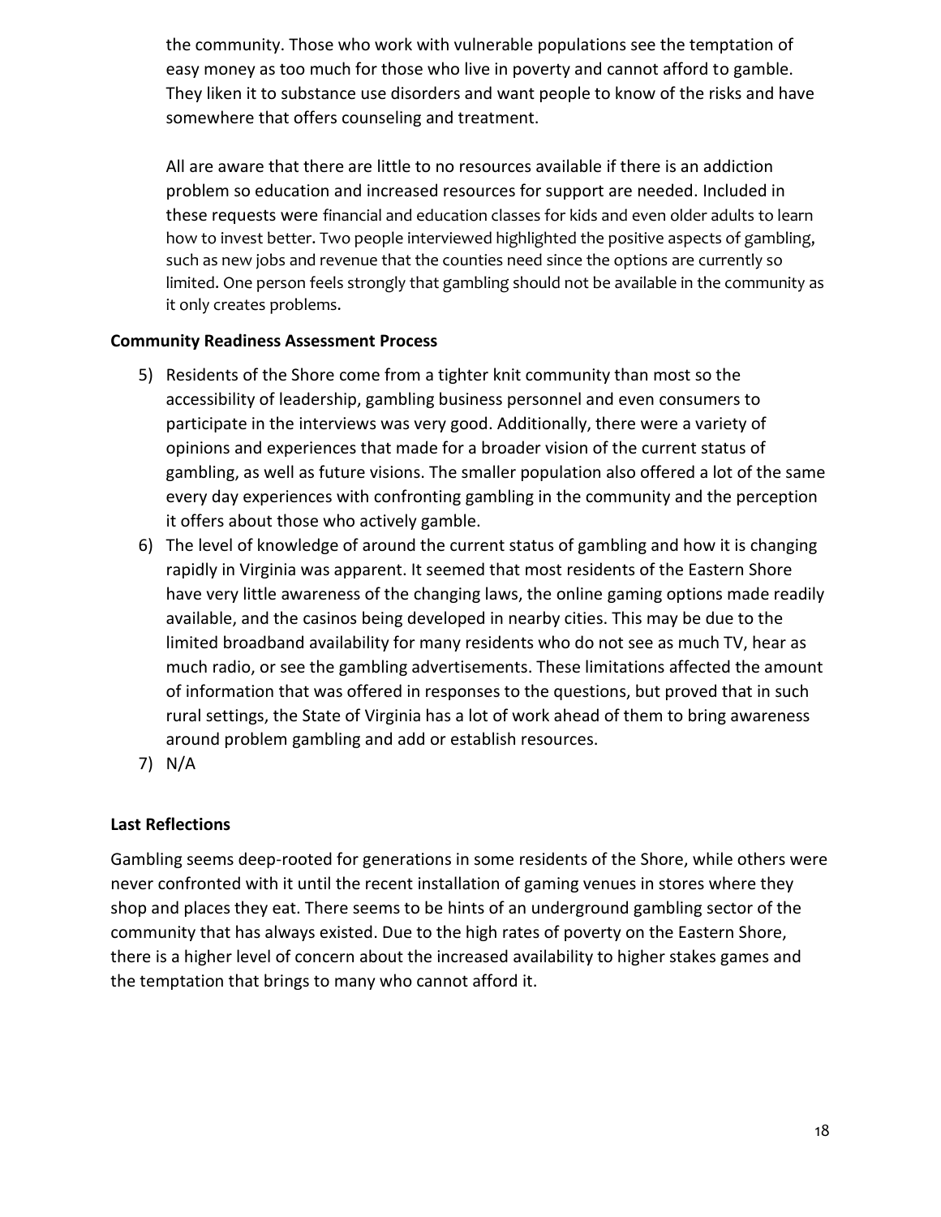the community. Those who work with vulnerable populations see the temptation of easy money as too much for those who live in poverty and cannot afford to gamble. They liken it to substance use disorders and want people to know of the risks and have somewhere that offers counseling and treatment.

All are aware that there are little to no resources available if there is an addiction problem so education and increased resources for support are needed. Included in these requests were financial and education classes for kids and even older adults to learn how to invest better. Two people interviewed highlighted the positive aspects of gambling, such as new jobs and revenue that the counties need since the options are currently so limited. One person feels strongly that gambling should not be available in the community as it only creates problems.

**Community Readiness Assessment Process**

5) Residents of the Shore come from a tighter knit community than most so the accessibility of leadership, gambling business personnel and even consumers to participate in the interviews was very good. Additionally, there were a variety of opinions and experiences that made for a broader vision of the current status of gambling, as well as future visions. The smaller population also offered a lot of the same every day experiences with confronting gambling in the community and the perception it offers about those who actively gamble.
6) The level of knowledge of around the current status of gambling and how it is changing rapidly in Virginia was apparent. It seemed that most residents of the Eastern Shore have very little awareness of the changing laws, the online gaming options made readily available, and the casinos being developed in nearby cities. This may be due to the limited broadband availability for many residents who do not see as much TV, hear as much radio, or see the gambling advertisements. These limitations affected the amount of information that was offered in responses to the questions, but proved that in such rural settings, the State of Virginia has a lot of work ahead of them to bring awareness around problem gambling and add or establish resources.
7) N/A

**Last Reflections**

Gambling seems deep-rooted for generations in some residents of the Shore, while others were never confronted with it until the recent installation of gaming venues in stores where they shop and places they eat. There seems to be hints of an underground gambling sector of the community that has always existed. Due to the high rates of poverty on the Eastern Shore, there is a higher level of concern about the increased availability to higher stakes games and the temptation that brings to many who cannot afford it.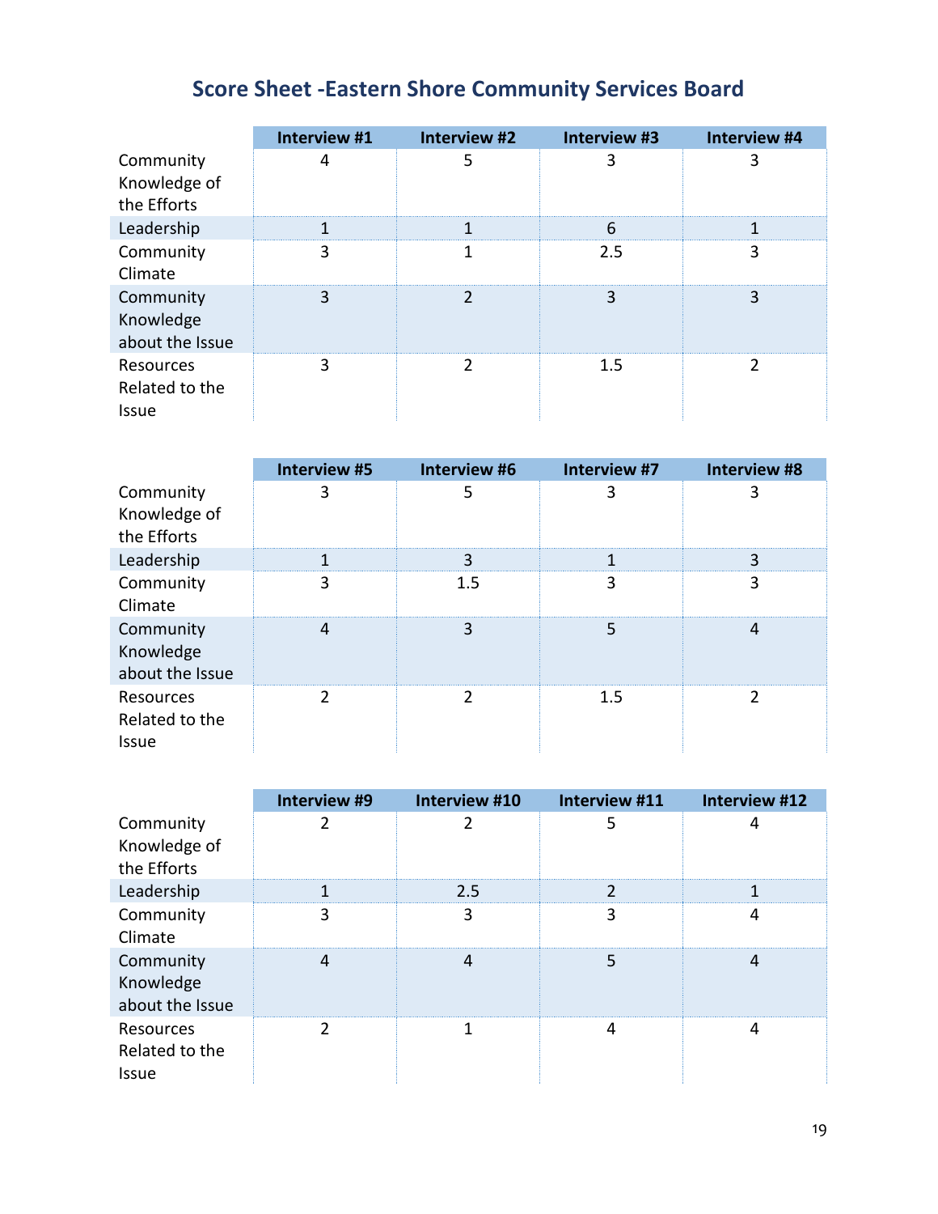# Score Sheet -Eastern Shore Community Services Board

| | Interview #1 | Interview #2 | Interview #3 | Interview #4 |
|---|---|---|---|---|
| Community Knowledge of the Efforts | 4 | 5 | 3 | 3 |
| Leadership | 1 | 1 | 6 | 1 |
| Community Climate | 3 | 1 | 2.5 | 3 |
| Community Knowledge about the Issue | 3 | 2 | 3 | 3 |
| Resources Related to the Issue | 3 | 2 | 1.5 | 2 |

| | Interview #5 | Interview #6 | Interview #7 | Interview #8 |
|---|---|---|---|---|
| Community Knowledge of the Efforts | 3 | 5 | 3 | 3 |
| Leadership | 1 | 3 | 1 | 3 |
| Community Climate | 3 | 1.5 | 3 | 3 |
| Community Knowledge about the Issue | 4 | 3 | 5 | 4 |
| Resources Related to the Issue | 2 | 2 | 1.5 | 2 |

| | Interview #9 | Interview #10 | Interview #11 | Interview #12 |
|---|---|---|---|---|
| Community Knowledge of the Efforts | 2 | 2 | 5 | 4 |
| Leadership | 1 | 2.5 | 2 | 1 |
| Community Climate | 3 | 3 | 3 | 4 |
| Community Knowledge about the Issue | 4 | 4 | 5 | 4 |
| Resources Related to the Issue | 2 | 1 | 4 | 4 |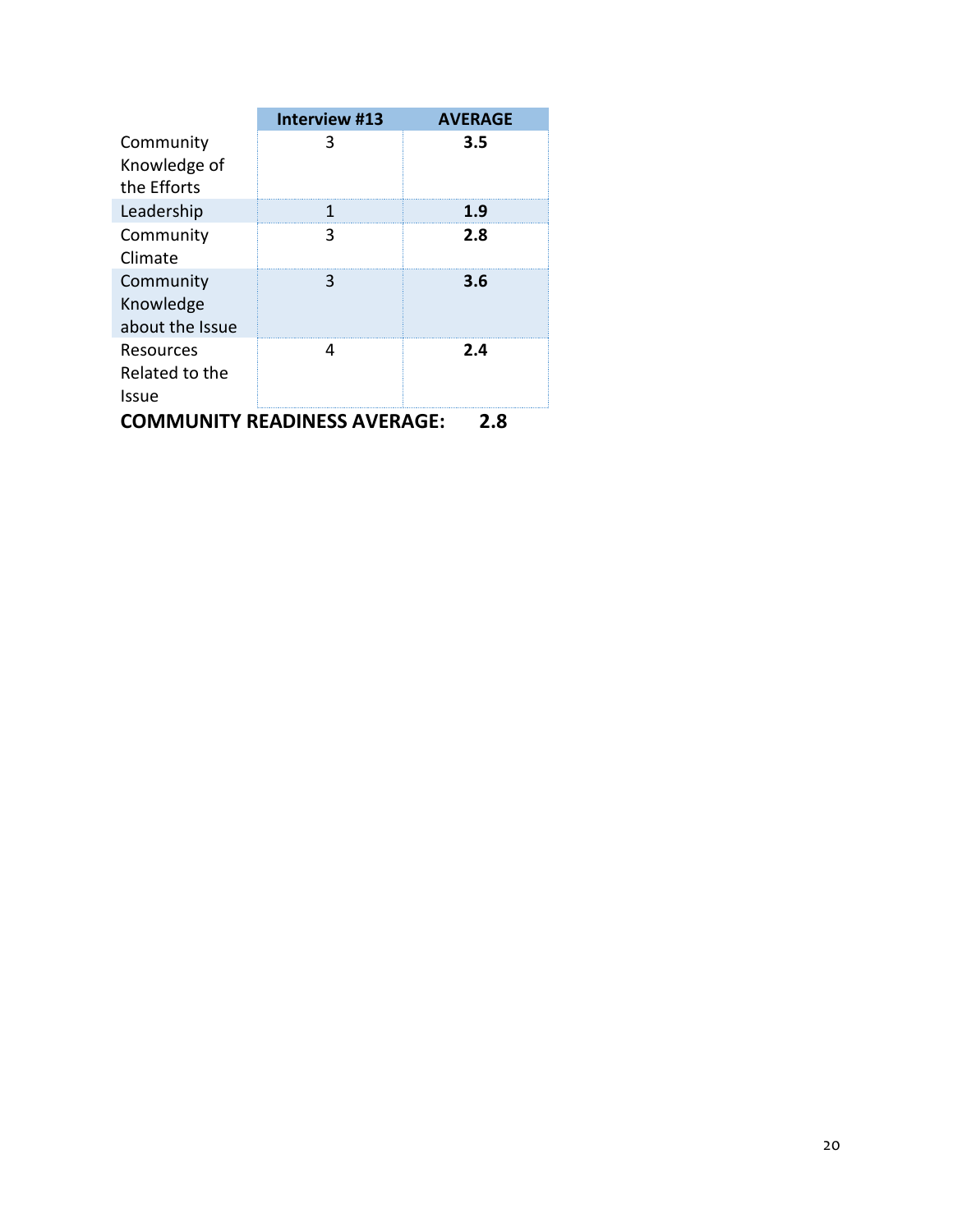| | Interview #13 | AVERAGE |
|---|---|---|
| Community Knowledge of the Efforts | 3 | **3.5** |
| Leadership | 1 | **1.9** |
| Community Climate | 3 | **2.8** |
| Community Knowledge about the Issue | 3 | **3.6** |
| Resources Related to the Issue | 4 | **2.4** |

**COMMUNITY READINESS AVERAGE: 2.8**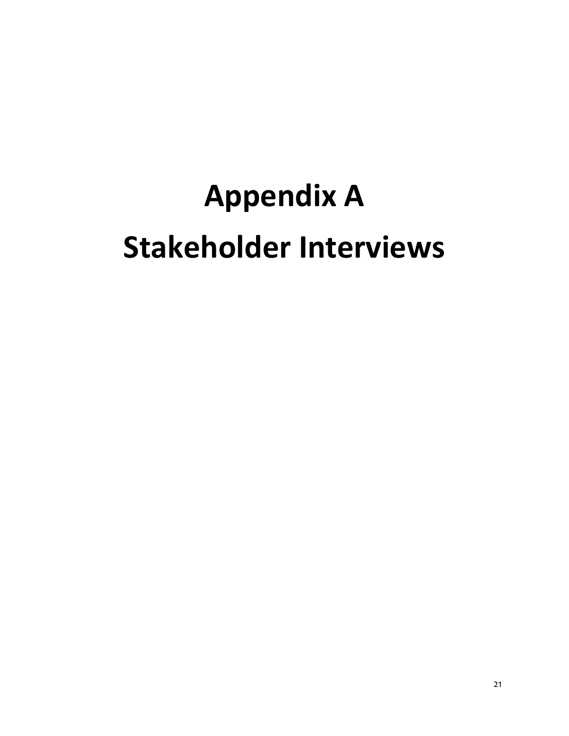# Appendix A

# Stakeholder Interviews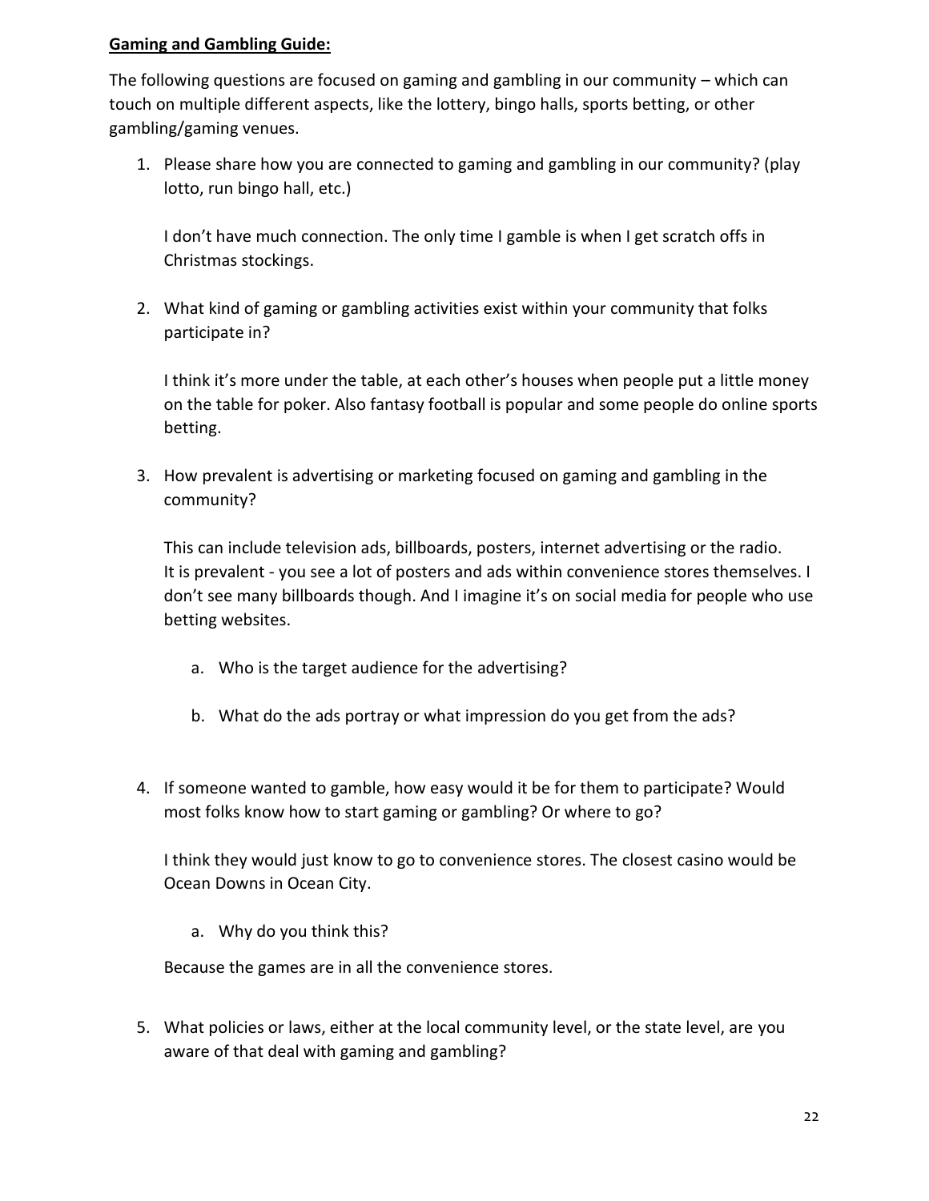**Gaming and Gambling Guide:**

The following questions are focused on gaming and gambling in our community – which can touch on multiple different aspects, like the lottery, bingo halls, sports betting, or other gambling/gaming venues.

1. Please share how you are connected to gaming and gambling in our community? (play lotto, run bingo hall, etc.)

   I don't have much connection. The only time I gamble is when I get scratch offs in Christmas stockings.

2. What kind of gaming or gambling activities exist within your community that folks participate in?

   I think it's more under the table, at each other's houses when people put a little money on the table for poker. Also fantasy football is popular and some people do online sports betting.

3. How prevalent is advertising or marketing focused on gaming and gambling in the community?

   This can include television ads, billboards, posters, internet advertising or the radio. It is prevalent - you see a lot of posters and ads within convenience stores themselves. I don't see many billboards though. And I imagine it's on social media for people who use betting websites.

   a. Who is the target audience for the advertising?

   b. What do the ads portray or what impression do you get from the ads?

4. If someone wanted to gamble, how easy would it be for them to participate? Would most folks know how to start gaming or gambling? Or where to go?

   I think they would just know to go to convenience stores. The closest casino would be Ocean Downs in Ocean City.

   a. Why do you think this?

   Because the games are in all the convenience stores.

5. What policies or laws, either at the local community level, or the state level, are you aware of that deal with gaming and gambling?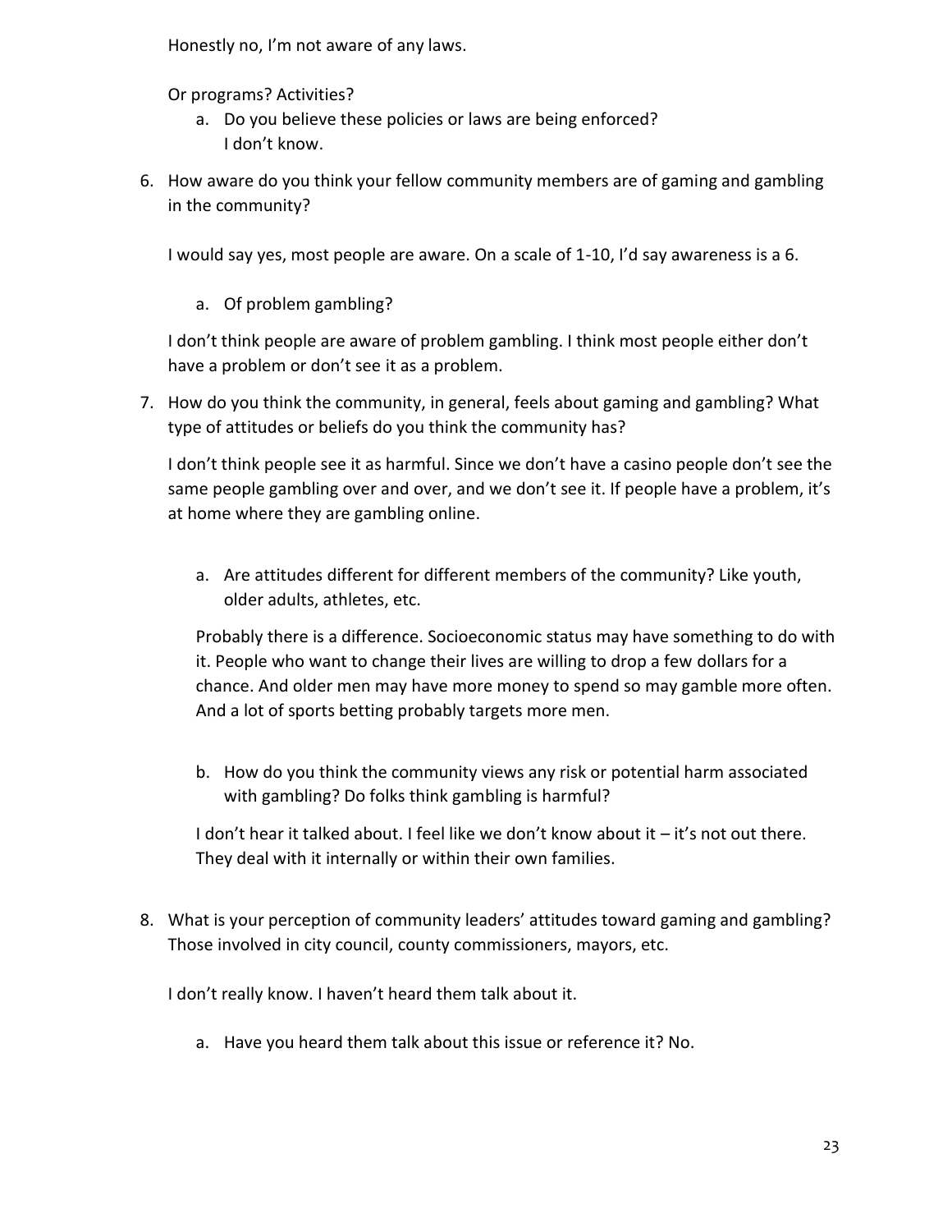Honestly no, I'm not aware of any laws.

Or programs? Activities?

   a. Do you believe these policies or laws are being enforced?
      I don't know.

6. How aware do you think your fellow community members are of gaming and gambling in the community?

   I would say yes, most people are aware. On a scale of 1-10, I'd say awareness is a 6.

   a. Of problem gambling?

   I don't think people are aware of problem gambling. I think most people either don't have a problem or don't see it as a problem.

7. How do you think the community, in general, feels about gaming and gambling? What type of attitudes or beliefs do you think the community has?

   I don't think people see it as harmful. Since we don't have a casino people don't see the same people gambling over and over, and we don't see it. If people have a problem, it's at home where they are gambling online.

   a. Are attitudes different for different members of the community? Like youth, older adults, athletes, etc.

      Probably there is a difference. Socioeconomic status may have something to do with it. People who want to change their lives are willing to drop a few dollars for a chance. And older men may have more money to spend so may gamble more often. And a lot of sports betting probably targets more men.

   b. How do you think the community views any risk or potential harm associated with gambling? Do folks think gambling is harmful?

      I don't hear it talked about. I feel like we don't know about it – it's not out there. They deal with it internally or within their own families.

8. What is your perception of community leaders' attitudes toward gaming and gambling? Those involved in city council, county commissioners, mayors, etc.

   I don't really know. I haven't heard them talk about it.

   a. Have you heard them talk about this issue or reference it? No.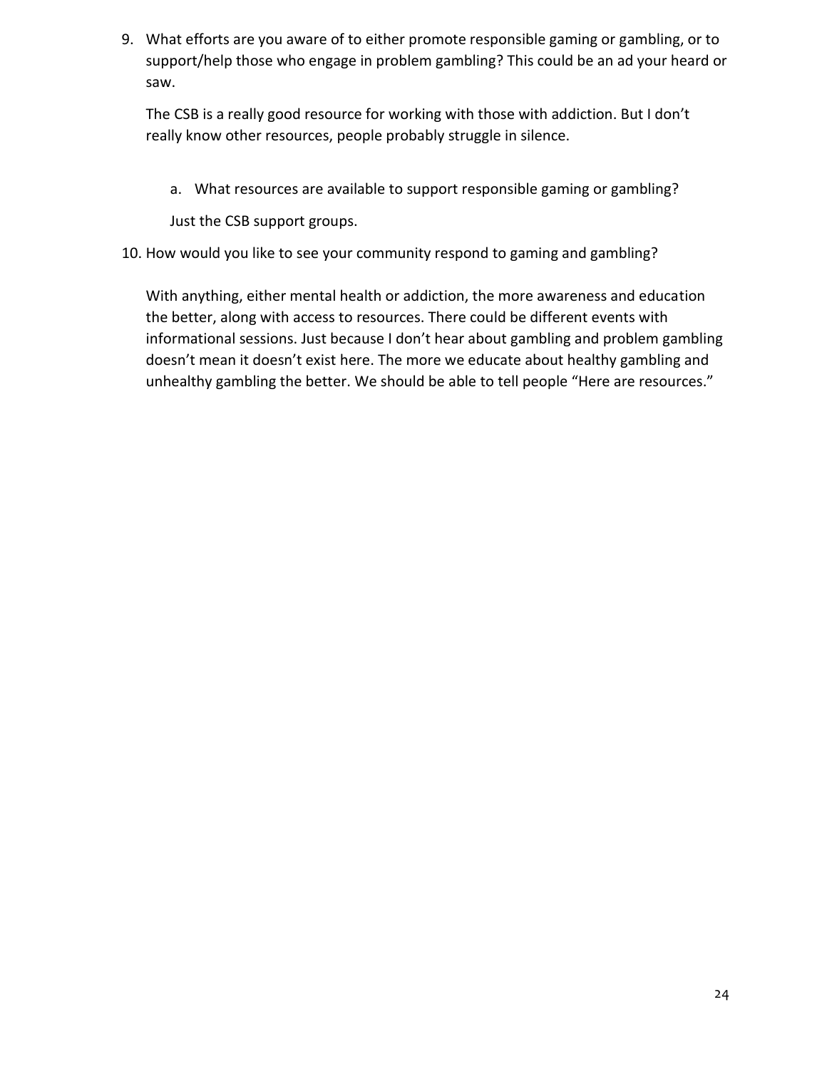9. What efforts are you aware of to either promote responsible gaming or gambling, or to support/help those who engage in problem gambling? This could be an ad your heard or saw.

   The CSB is a really good resource for working with those with addiction. But I don't really know other resources, people probably struggle in silence.

   a. What resources are available to support responsible gaming or gambling?

   Just the CSB support groups.

10. How would you like to see your community respond to gaming and gambling?

    With anything, either mental health or addiction, the more awareness and education the better, along with access to resources. There could be different events with informational sessions. Just because I don't hear about gambling and problem gambling doesn't mean it doesn't exist here. The more we educate about healthy gambling and unhealthy gambling the better. We should be able to tell people "Here are resources."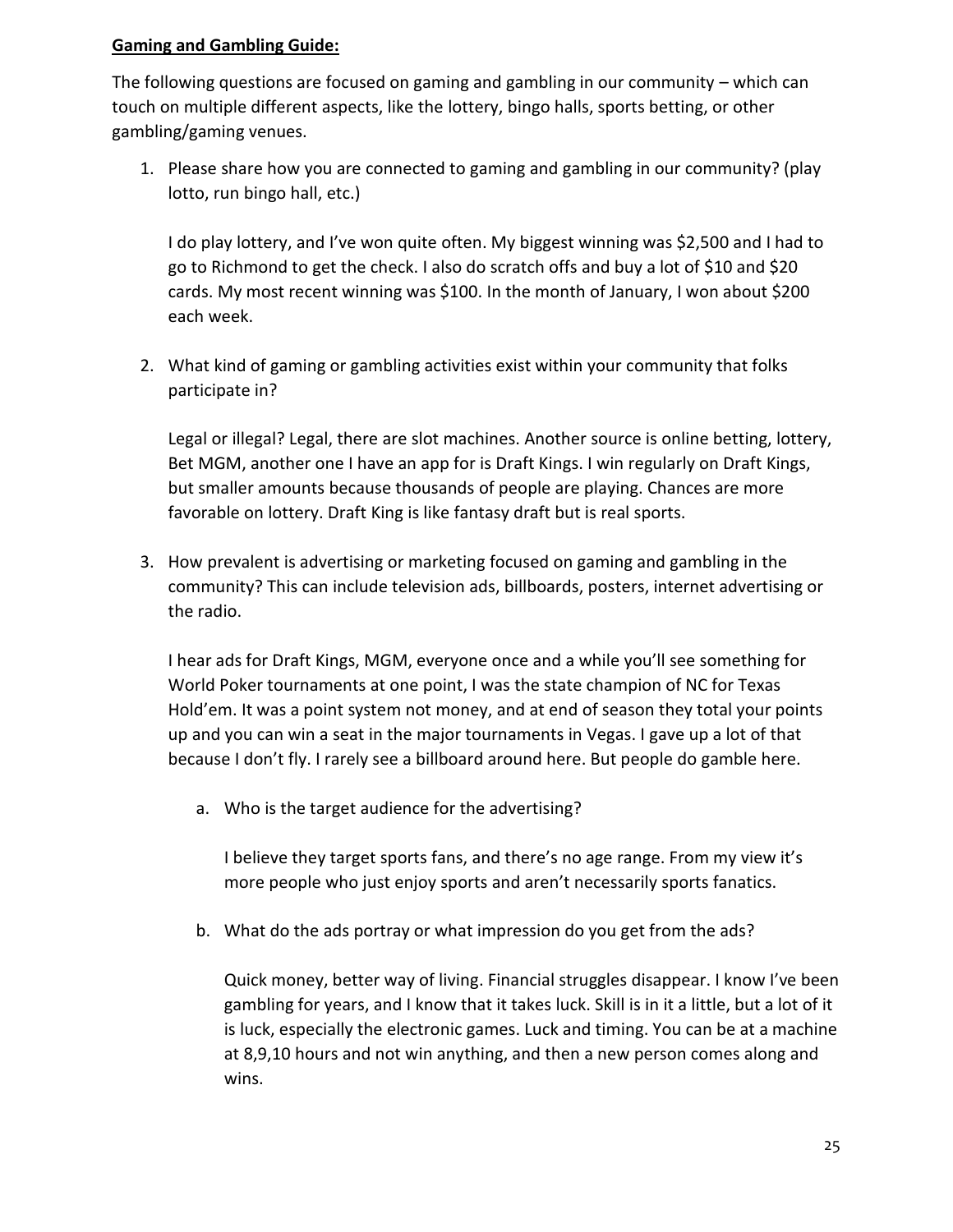**Gaming and Gambling Guide:**

The following questions are focused on gaming and gambling in our community – which can touch on multiple different aspects, like the lottery, bingo halls, sports betting, or other gambling/gaming venues.

1. Please share how you are connected to gaming and gambling in our community? (play lotto, run bingo hall, etc.)

   I do play lottery, and I've won quite often. My biggest winning was $2,500 and I had to go to Richmond to get the check. I also do scratch offs and buy a lot of $10 and $20 cards. My most recent winning was $100. In the month of January, I won about $200 each week.

2. What kind of gaming or gambling activities exist within your community that folks participate in?

   Legal or illegal? Legal, there are slot machines. Another source is online betting, lottery, Bet MGM, another one I have an app for is Draft Kings. I win regularly on Draft Kings, but smaller amounts because thousands of people are playing. Chances are more favorable on lottery. Draft King is like fantasy draft but is real sports.

3. How prevalent is advertising or marketing focused on gaming and gambling in the community? This can include television ads, billboards, posters, internet advertising or the radio.

   I hear ads for Draft Kings, MGM, everyone once and a while you'll see something for World Poker tournaments at one point, I was the state champion of NC for Texas Hold'em. It was a point system not money, and at end of season they total your points up and you can win a seat in the major tournaments in Vegas. I gave up a lot of that because I don't fly. I rarely see a billboard around here. But people do gamble here.

   a. Who is the target audience for the advertising?

      I believe they target sports fans, and there's no age range. From my view it's more people who just enjoy sports and aren't necessarily sports fanatics.

   b. What do the ads portray or what impression do you get from the ads?

      Quick money, better way of living. Financial struggles disappear. I know I've been gambling for years, and I know that it takes luck. Skill is in it a little, but a lot of it is luck, especially the electronic games. Luck and timing. You can be at a machine at 8,9,10 hours and not win anything, and then a new person comes along and wins.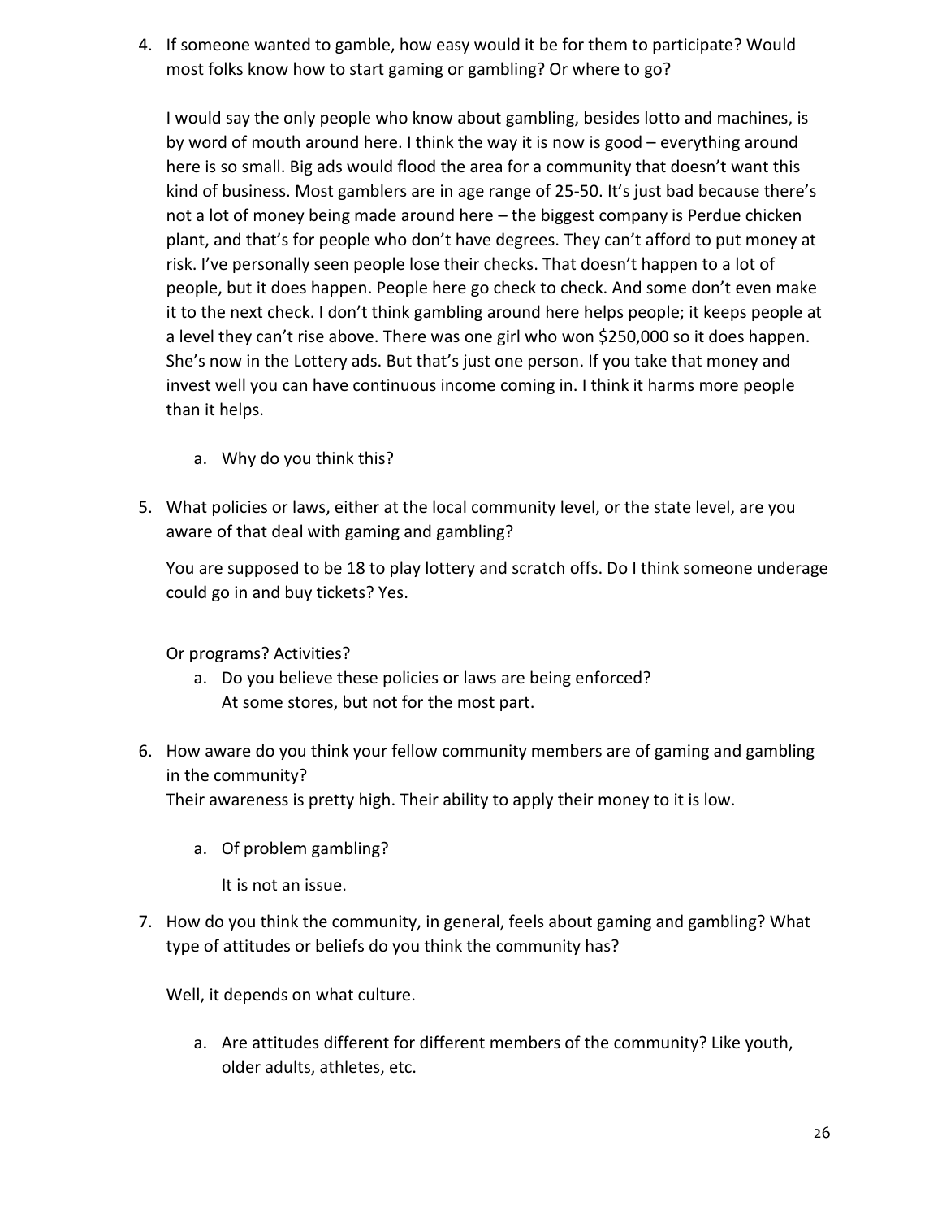4. If someone wanted to gamble, how easy would it be for them to participate? Would most folks know how to start gaming or gambling? Or where to go?

   I would say the only people who know about gambling, besides lotto and machines, is by word of mouth around here. I think the way it is now is good – everything around here is so small. Big ads would flood the area for a community that doesn't want this kind of business. Most gamblers are in age range of 25-50. It's just bad because there's not a lot of money being made around here – the biggest company is Perdue chicken plant, and that's for people who don't have degrees. They can't afford to put money at risk. I've personally seen people lose their checks. That doesn't happen to a lot of people, but it does happen. People here go check to check. And some don't even make it to the next check. I don't think gambling around here helps people; it keeps people at a level they can't rise above. There was one girl who won $250,000 so it does happen. She's now in the Lottery ads. But that's just one person. If you take that money and invest well you can have continuous income coming in. I think it harms more people than it helps.

   a. Why do you think this?

5. What policies or laws, either at the local community level, or the state level, are you aware of that deal with gaming and gambling?

   You are supposed to be 18 to play lottery and scratch offs. Do I think someone underage could go in and buy tickets? Yes.

   Or programs? Activities?

   a. Do you believe these policies or laws are being enforced?
      At some stores, but not for the most part.

6. How aware do you think your fellow community members are of gaming and gambling in the community?
   Their awareness is pretty high. Their ability to apply their money to it is low.

   a. Of problem gambling?

      It is not an issue.

7. How do you think the community, in general, feels about gaming and gambling? What type of attitudes or beliefs do you think the community has?

   Well, it depends on what culture.

   a. Are attitudes different for different members of the community? Like youth, older adults, athletes, etc.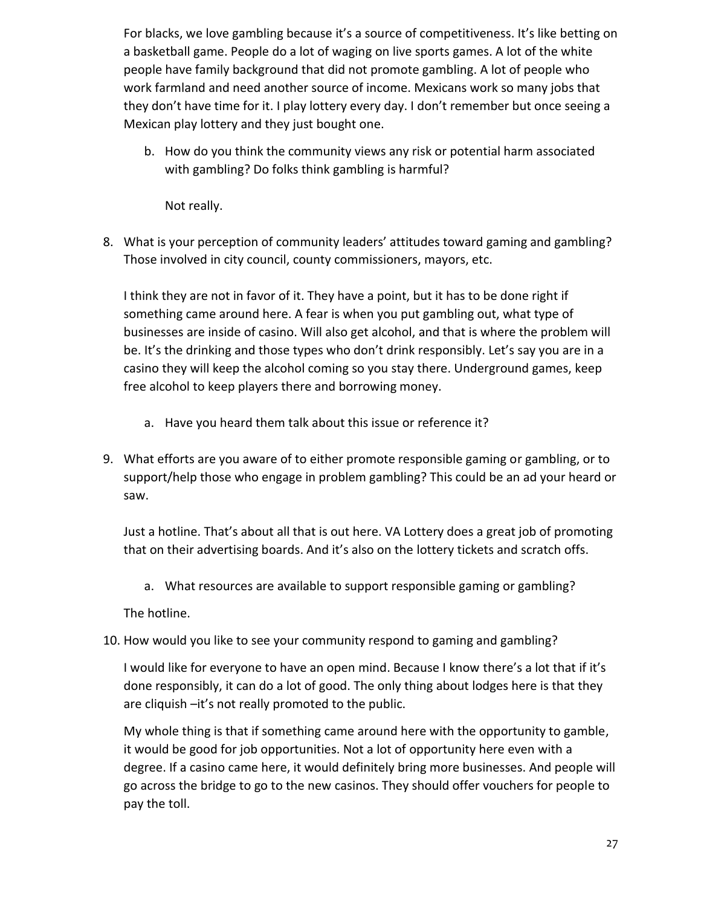For blacks, we love gambling because it's a source of competitiveness. It's like betting on a basketball game. People do a lot of waging on live sports games. A lot of the white people have family background that did not promote gambling. A lot of people who work farmland and need another source of income. Mexicans work so many jobs that they don't have time for it. I play lottery every day. I don't remember but once seeing a Mexican play lottery and they just bought one.

b. How do you think the community views any risk or potential harm associated with gambling? Do folks think gambling is harmful?

   Not really.

8. What is your perception of community leaders' attitudes toward gaming and gambling? Those involved in city council, county commissioners, mayors, etc.

   I think they are not in favor of it. They have a point, but it has to be done right if something came around here. A fear is when you put gambling out, what type of businesses are inside of casino. Will also get alcohol, and that is where the problem will be. It's the drinking and those types who don't drink responsibly. Let's say you are in a casino they will keep the alcohol coming so you stay there. Underground games, keep free alcohol to keep players there and borrowing money.

   a. Have you heard them talk about this issue or reference it?

9. What efforts are you aware of to either promote responsible gaming or gambling, or to support/help those who engage in problem gambling? This could be an ad your heard or saw.

   Just a hotline. That's about all that is out here. VA Lottery does a great job of promoting that on their advertising boards. And it's also on the lottery tickets and scratch offs.

   a. What resources are available to support responsible gaming or gambling?

   The hotline.

10. How would you like to see your community respond to gaming and gambling?

    I would like for everyone to have an open mind. Because I know there's a lot that if it's done responsibly, it can do a lot of good. The only thing about lodges here is that they are cliquish –it's not really promoted to the public.

    My whole thing is that if something came around here with the opportunity to gamble, it would be good for job opportunities. Not a lot of opportunity here even with a degree. If a casino came here, it would definitely bring more businesses. And people will go across the bridge to go to the new casinos. They should offer vouchers for people to pay the toll.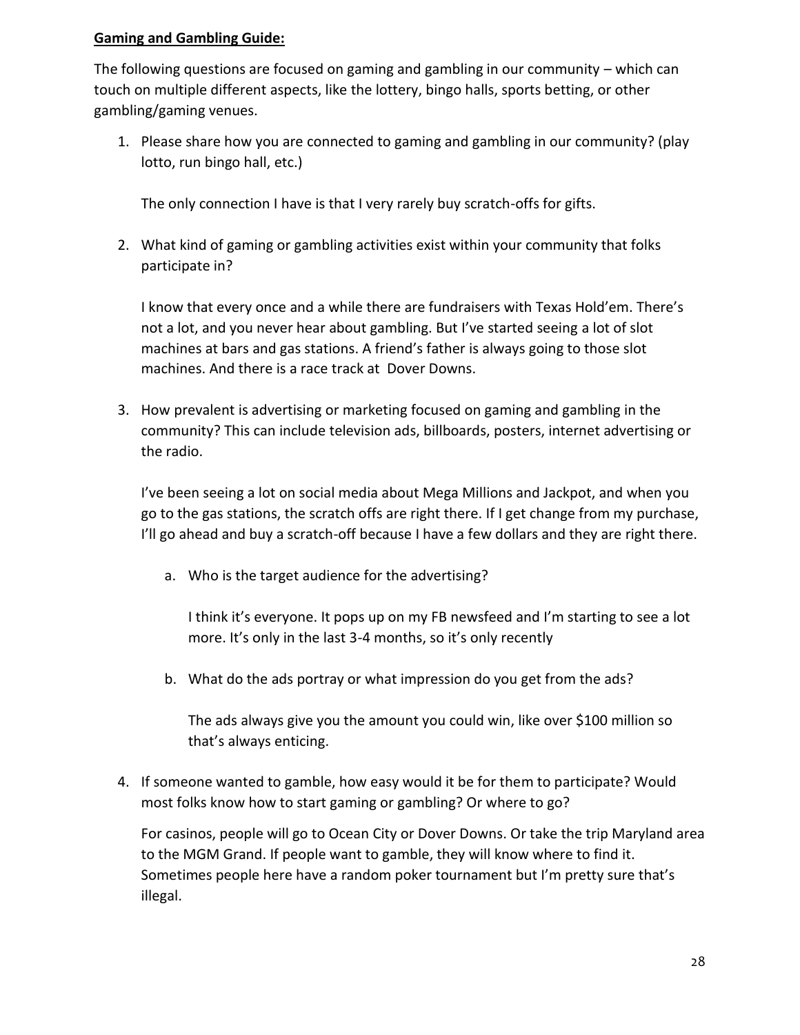**Gaming and Gambling Guide:**

The following questions are focused on gaming and gambling in our community – which can touch on multiple different aspects, like the lottery, bingo halls, sports betting, or other gambling/gaming venues.

1. Please share how you are connected to gaming and gambling in our community? (play lotto, run bingo hall, etc.)

   The only connection I have is that I very rarely buy scratch-offs for gifts.

2. What kind of gaming or gambling activities exist within your community that folks participate in?

   I know that every once and a while there are fundraisers with Texas Hold'em. There's not a lot, and you never hear about gambling. But I've started seeing a lot of slot machines at bars and gas stations. A friend's father is always going to those slot machines. And there is a race track at Dover Downs.

3. How prevalent is advertising or marketing focused on gaming and gambling in the community? This can include television ads, billboards, posters, internet advertising or the radio.

   I've been seeing a lot on social media about Mega Millions and Jackpot, and when you go to the gas stations, the scratch offs are right there. If I get change from my purchase, I'll go ahead and buy a scratch-off because I have a few dollars and they are right there.

   a. Who is the target audience for the advertising?

      I think it's everyone. It pops up on my FB newsfeed and I'm starting to see a lot more. It's only in the last 3-4 months, so it's only recently

   b. What do the ads portray or what impression do you get from the ads?

      The ads always give you the amount you could win, like over $100 million so that's always enticing.

4. If someone wanted to gamble, how easy would it be for them to participate? Would most folks know how to start gaming or gambling? Or where to go?

   For casinos, people will go to Ocean City or Dover Downs. Or take the trip Maryland area to the MGM Grand. If people want to gamble, they will know where to find it. Sometimes people here have a random poker tournament but I'm pretty sure that's illegal.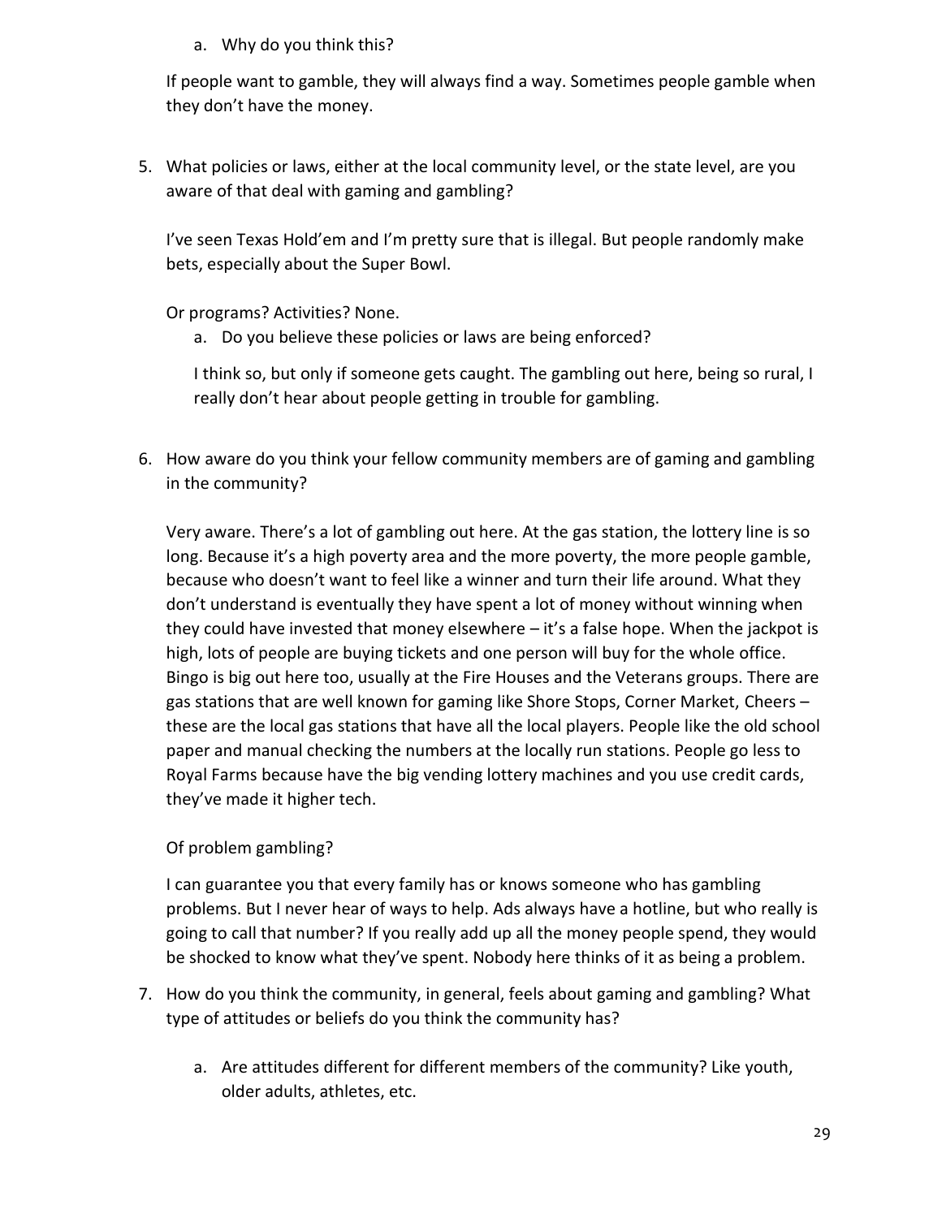a. Why do you think this?

   If people want to gamble, they will always find a way. Sometimes people gamble when they don't have the money.

5. What policies or laws, either at the local community level, or the state level, are you aware of that deal with gaming and gambling?

   I've seen Texas Hold'em and I'm pretty sure that is illegal. But people randomly make bets, especially about the Super Bowl.

   Or programs? Activities? None.

   a. Do you believe these policies or laws are being enforced?

      I think so, but only if someone gets caught. The gambling out here, being so rural, I really don't hear about people getting in trouble for gambling.

6. How aware do you think your fellow community members are of gaming and gambling in the community?

   Very aware. There's a lot of gambling out here. At the gas station, the lottery line is so long. Because it's a high poverty area and the more poverty, the more people gamble, because who doesn't want to feel like a winner and turn their life around. What they don't understand is eventually they have spent a lot of money without winning when they could have invested that money elsewhere – it's a false hope. When the jackpot is high, lots of people are buying tickets and one person will buy for the whole office. Bingo is big out here too, usually at the Fire Houses and the Veterans groups. There are gas stations that are well known for gaming like Shore Stops, Corner Market, Cheers – these are the local gas stations that have all the local players. People like the old school paper and manual checking the numbers at the locally run stations. People go less to Royal Farms because have the big vending lottery machines and you use credit cards, they've made it higher tech.

   Of problem gambling?

   I can guarantee you that every family has or knows someone who has gambling problems. But I never hear of ways to help. Ads always have a hotline, but who really is going to call that number? If you really add up all the money people spend, they would be shocked to know what they've spent. Nobody here thinks of it as being a problem.

7. How do you think the community, in general, feels about gaming and gambling? What type of attitudes or beliefs do you think the community has?

   a. Are attitudes different for different members of the community? Like youth, older adults, athletes, etc.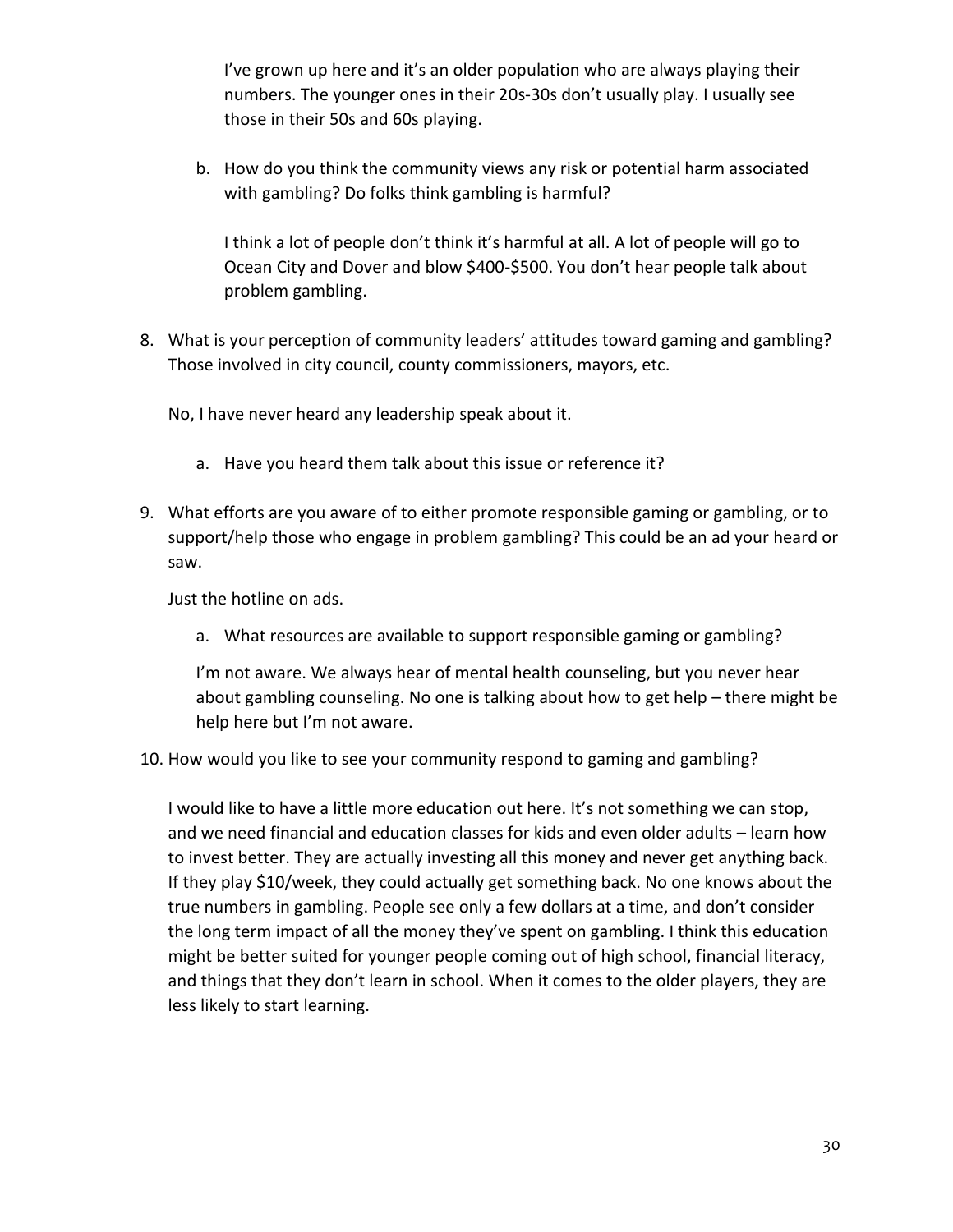I've grown up here and it's an older population who are always playing their numbers. The younger ones in their 20s-30s don't usually play. I usually see those in their 50s and 60s playing.

b. How do you think the community views any risk or potential harm associated with gambling? Do folks think gambling is harmful?

   I think a lot of people don't think it's harmful at all. A lot of people will go to Ocean City and Dover and blow $400-$500. You don't hear people talk about problem gambling.

8. What is your perception of community leaders' attitudes toward gaming and gambling? Those involved in city council, county commissioners, mayors, etc.

   No, I have never heard any leadership speak about it.

   a. Have you heard them talk about this issue or reference it?

9. What efforts are you aware of to either promote responsible gaming or gambling, or to support/help those who engage in problem gambling? This could be an ad your heard or saw.

   Just the hotline on ads.

   a. What resources are available to support responsible gaming or gambling?

   I'm not aware. We always hear of mental health counseling, but you never hear about gambling counseling. No one is talking about how to get help – there might be help here but I'm not aware.

10. How would you like to see your community respond to gaming and gambling?

    I would like to have a little more education out here. It's not something we can stop, and we need financial and education classes for kids and even older adults – learn how to invest better. They are actually investing all this money and never get anything back. If they play $10/week, they could actually get something back. No one knows about the true numbers in gambling. People see only a few dollars at a time, and don't consider the long term impact of all the money they've spent on gambling. I think this education might be better suited for younger people coming out of high school, financial literacy, and things that they don't learn in school. When it comes to the older players, they are less likely to start learning.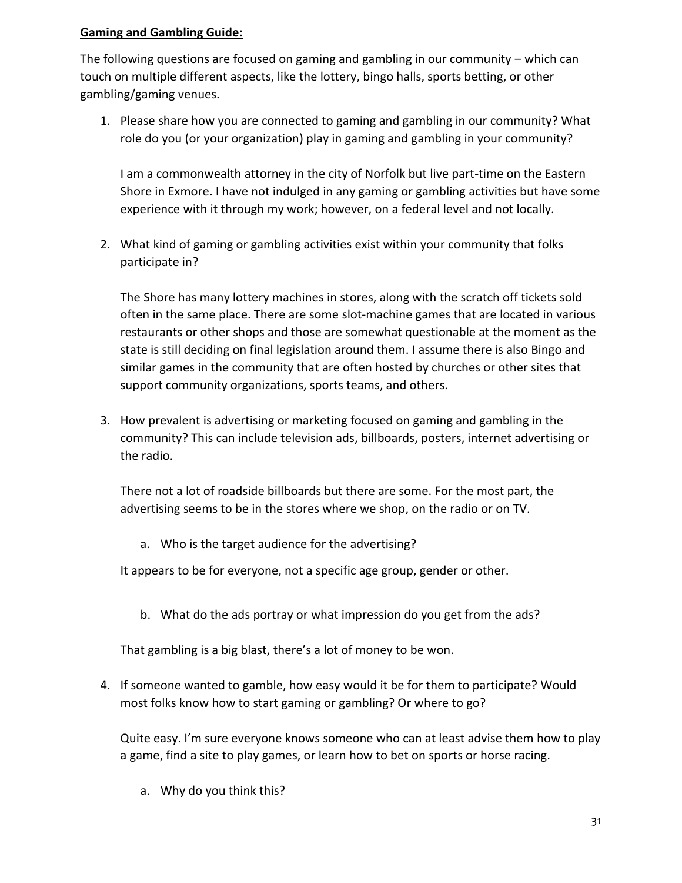**Gaming and Gambling Guide:**

The following questions are focused on gaming and gambling in our community – which can touch on multiple different aspects, like the lottery, bingo halls, sports betting, or other gambling/gaming venues.

1. Please share how you are connected to gaming and gambling in our community? What role do you (or your organization) play in gaming and gambling in your community?

   I am a commonwealth attorney in the city of Norfolk but live part-time on the Eastern Shore in Exmore. I have not indulged in any gaming or gambling activities but have some experience with it through my work; however, on a federal level and not locally.

2. What kind of gaming or gambling activities exist within your community that folks participate in?

   The Shore has many lottery machines in stores, along with the scratch off tickets sold often in the same place. There are some slot-machine games that are located in various restaurants or other shops and those are somewhat questionable at the moment as the state is still deciding on final legislation around them. I assume there is also Bingo and similar games in the community that are often hosted by churches or other sites that support community organizations, sports teams, and others.

3. How prevalent is advertising or marketing focused on gaming and gambling in the community? This can include television ads, billboards, posters, internet advertising or the radio.

   There not a lot of roadside billboards but there are some. For the most part, the advertising seems to be in the stores where we shop, on the radio or on TV.

   a. Who is the target audience for the advertising?

   It appears to be for everyone, not a specific age group, gender or other.

   b. What do the ads portray or what impression do you get from the ads?

   That gambling is a big blast, there's a lot of money to be won.

4. If someone wanted to gamble, how easy would it be for them to participate? Would most folks know how to start gaming or gambling? Or where to go?

   Quite easy. I'm sure everyone knows someone who can at least advise them how to play a game, find a site to play games, or learn how to bet on sports or horse racing.

   a. Why do you think this?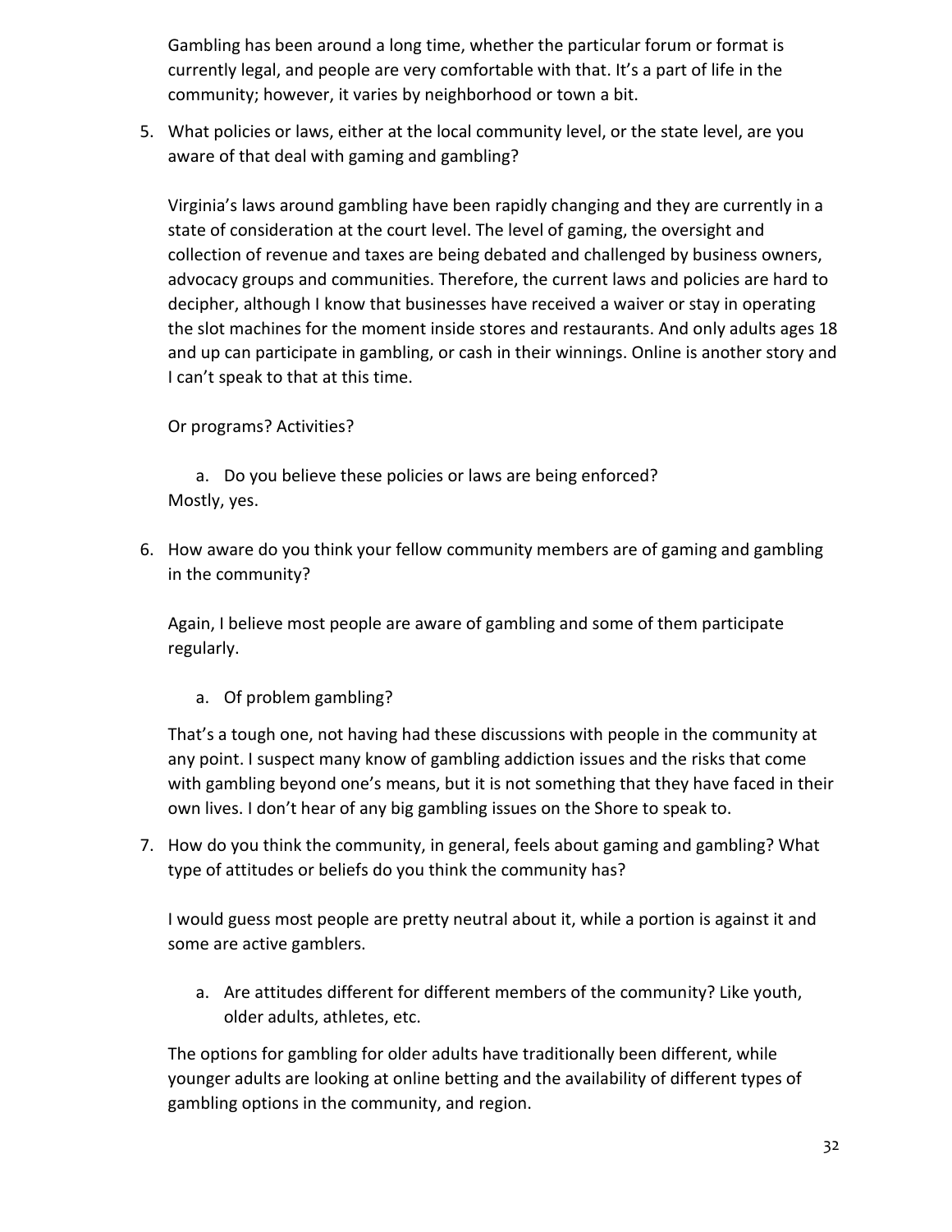Gambling has been around a long time, whether the particular forum or format is currently legal, and people are very comfortable with that. It's a part of life in the community; however, it varies by neighborhood or town a bit.

5. What policies or laws, either at the local community level, or the state level, are you aware of that deal with gaming and gambling?

   Virginia's laws around gambling have been rapidly changing and they are currently in a state of consideration at the court level. The level of gaming, the oversight and collection of revenue and taxes are being debated and challenged by business owners, advocacy groups and communities. Therefore, the current laws and policies are hard to decipher, although I know that businesses have received a waiver or stay in operating the slot machines for the moment inside stores and restaurants. And only adults ages 18 and up can participate in gambling, or cash in their winnings. Online is another story and I can't speak to that at this time.

   Or programs? Activities?

   a. Do you believe these policies or laws are being enforced?

   Mostly, yes.

6. How aware do you think your fellow community members are of gaming and gambling in the community?

   Again, I believe most people are aware of gambling and some of them participate regularly.

   a. Of problem gambling?

   That's a tough one, not having had these discussions with people in the community at any point. I suspect many know of gambling addiction issues and the risks that come with gambling beyond one's means, but it is not something that they have faced in their own lives. I don't hear of any big gambling issues on the Shore to speak to.

7. How do you think the community, in general, feels about gaming and gambling? What type of attitudes or beliefs do you think the community has?

   I would guess most people are pretty neutral about it, while a portion is against it and some are active gamblers.

   a. Are attitudes different for different members of the community? Like youth, older adults, athletes, etc.

   The options for gambling for older adults have traditionally been different, while younger adults are looking at online betting and the availability of different types of gambling options in the community, and region.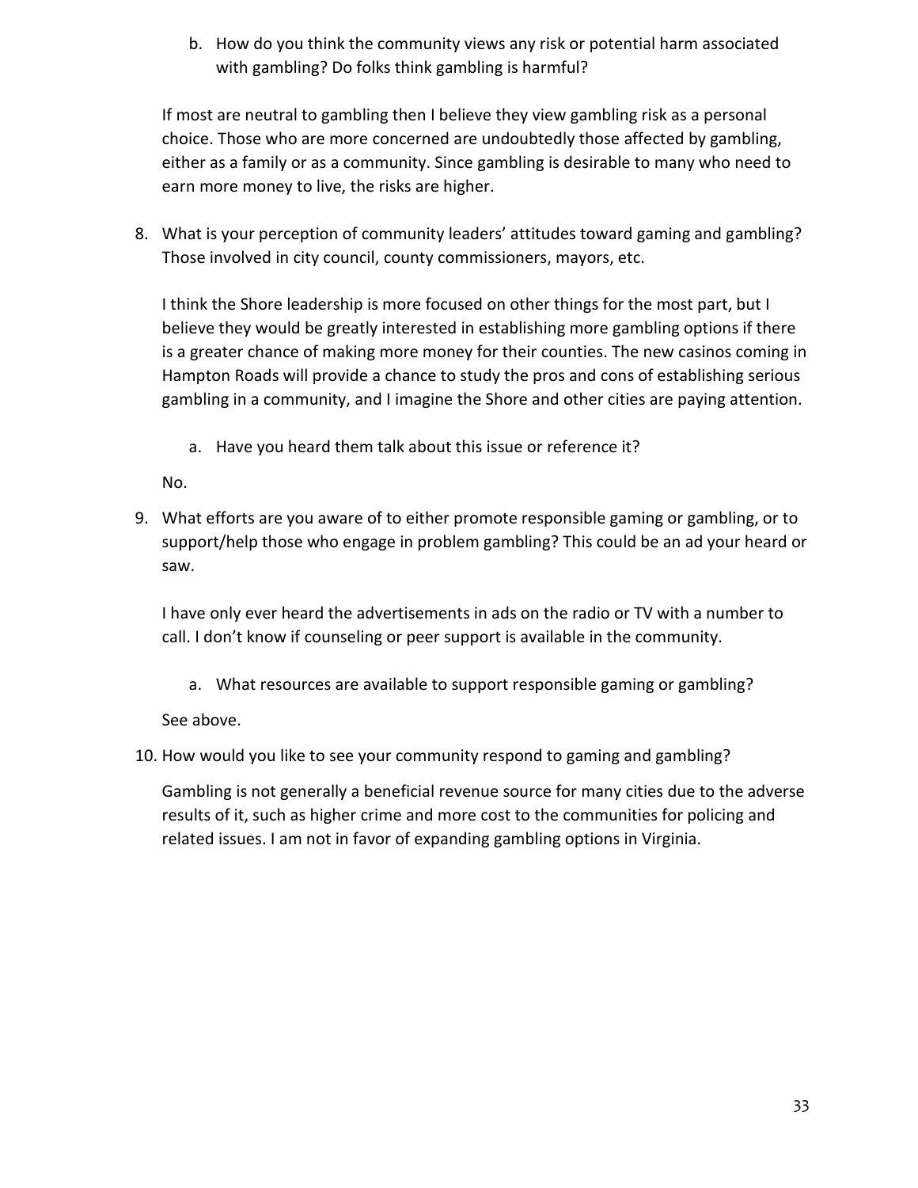b. How do you think the community views any risk or potential harm associated with gambling? Do folks think gambling is harmful?

If most are neutral to gambling then I believe they view gambling risk as a personal choice. Those who are more concerned are undoubtedly those affected by gambling, either as a family or as a community. Since gambling is desirable to many who need to earn more money to live, the risks are higher.

8. What is your perception of community leaders' attitudes toward gaming and gambling? Those involved in city council, county commissioners, mayors, etc.

   I think the Shore leadership is more focused on other things for the most part, but I believe they would be greatly interested in establishing more gambling options if there is a greater chance of making more money for their counties. The new casinos coming in Hampton Roads will provide a chance to study the pros and cons of establishing serious gambling in a community, and I imagine the Shore and other cities are paying attention.

   a. Have you heard them talk about this issue or reference it?

   No.

9. What efforts are you aware of to either promote responsible gaming or gambling, or to support/help those who engage in problem gambling? This could be an ad your heard or saw.

   I have only ever heard the advertisements in ads on the radio or TV with a number to call. I don't know if counseling or peer support is available in the community.

   a. What resources are available to support responsible gaming or gambling?

   See above.

10. How would you like to see your community respond to gaming and gambling?

    Gambling is not generally a beneficial revenue source for many cities due to the adverse results of it, such as higher crime and more cost to the communities for policing and related issues. I am not in favor of expanding gambling options in Virginia.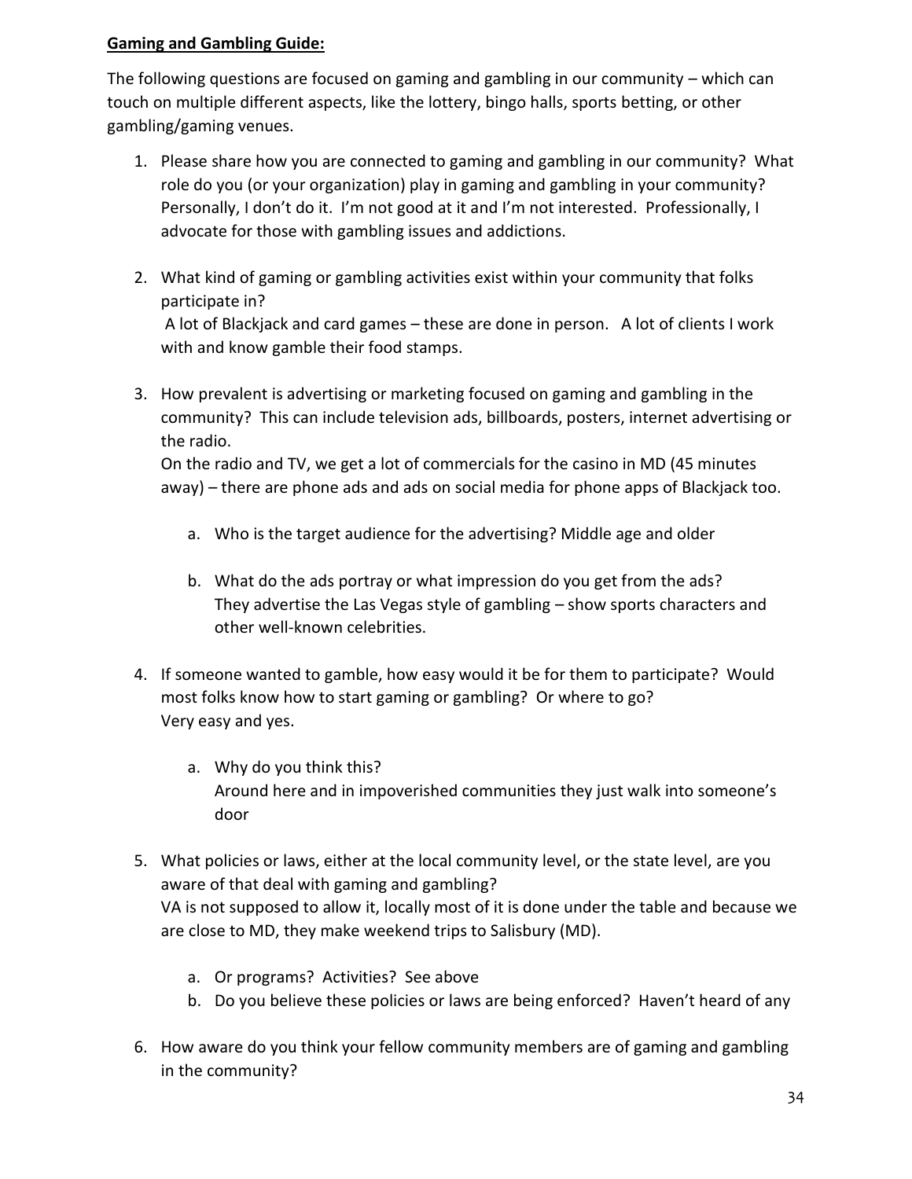**Gaming and Gambling Guide:**

The following questions are focused on gaming and gambling in our community – which can touch on multiple different aspects, like the lottery, bingo halls, sports betting, or other gambling/gaming venues.

1. Please share how you are connected to gaming and gambling in our community? What role do you (or your organization) play in gaming and gambling in your community? Personally, I don't do it. I'm not good at it and I'm not interested. Professionally, I advocate for those with gambling issues and addictions.

2. What kind of gaming or gambling activities exist within your community that folks participate in?
   A lot of Blackjack and card games – these are done in person. A lot of clients I work with and know gamble their food stamps.

3. How prevalent is advertising or marketing focused on gaming and gambling in the community? This can include television ads, billboards, posters, internet advertising or the radio.
   On the radio and TV, we get a lot of commercials for the casino in MD (45 minutes away) – there are phone ads and ads on social media for phone apps of Blackjack too.

   a. Who is the target audience for the advertising? Middle age and older

   b. What do the ads portray or what impression do you get from the ads?
      They advertise the Las Vegas style of gambling – show sports characters and other well-known celebrities.

4. If someone wanted to gamble, how easy would it be for them to participate? Would most folks know how to start gaming or gambling? Or where to go?
   Very easy and yes.

   a. Why do you think this?
      Around here and in impoverished communities they just walk into someone's door

5. What policies or laws, either at the local community level, or the state level, are you aware of that deal with gaming and gambling?
   VA is not supposed to allow it, locally most of it is done under the table and because we are close to MD, they make weekend trips to Salisbury (MD).

   a. Or programs? Activities? See above
   b. Do you believe these policies or laws are being enforced? Haven't heard of any

6. How aware do you think your fellow community members are of gaming and gambling in the community?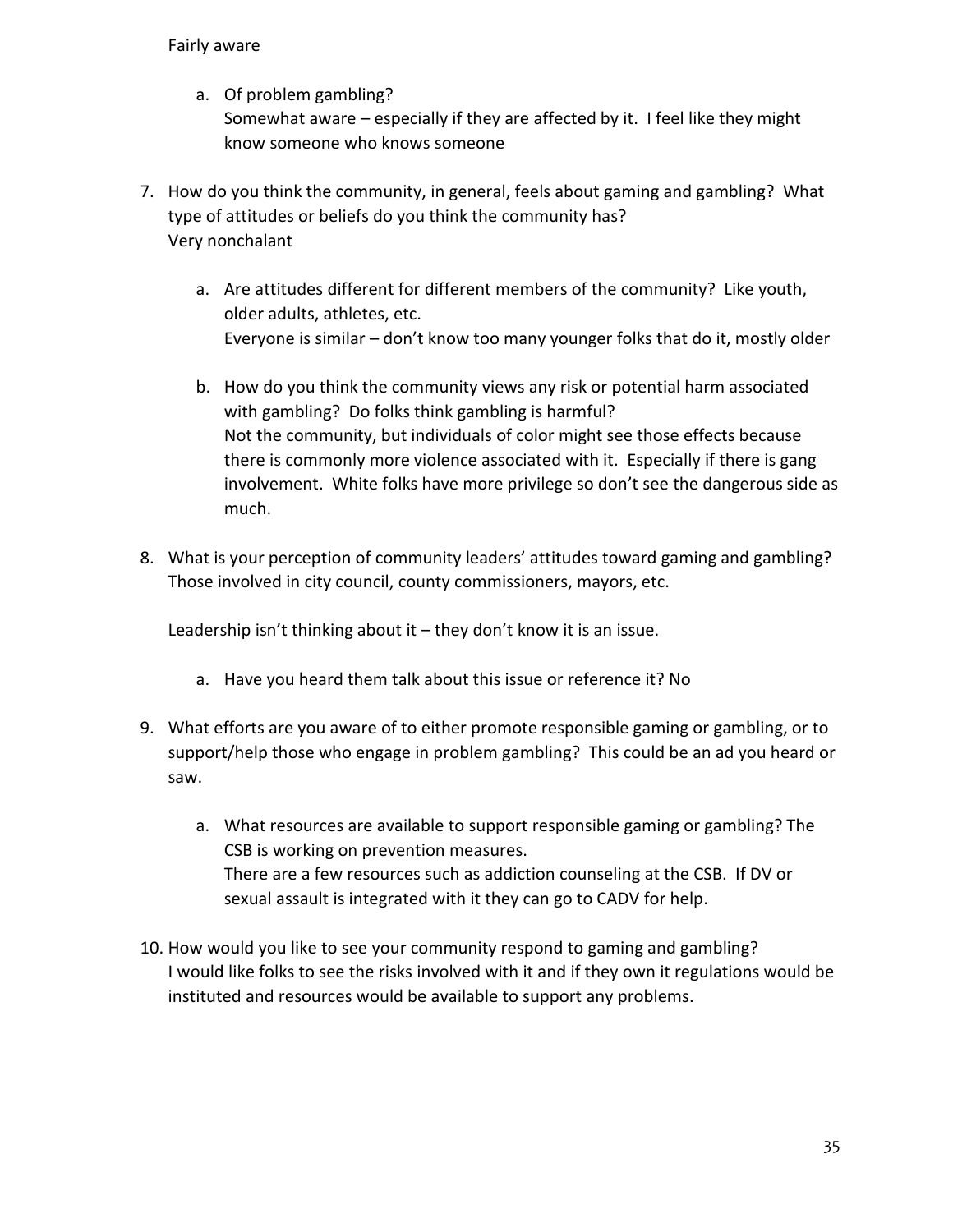Fairly aware

a. Of problem gambling?
   Somewhat aware – especially if they are affected by it. I feel like they might know someone who knows someone

7. How do you think the community, in general, feels about gaming and gambling? What type of attitudes or beliefs do you think the community has?
   Very nonchalant

   a. Are attitudes different for different members of the community? Like youth, older adults, athletes, etc.
      Everyone is similar – don't know too many younger folks that do it, mostly older

   b. How do you think the community views any risk or potential harm associated with gambling? Do folks think gambling is harmful?
      Not the community, but individuals of color might see those effects because there is commonly more violence associated with it. Especially if there is gang involvement. White folks have more privilege so don't see the dangerous side as much.

8. What is your perception of community leaders' attitudes toward gaming and gambling? Those involved in city council, county commissioners, mayors, etc.

   Leadership isn't thinking about it – they don't know it is an issue.

   a. Have you heard them talk about this issue or reference it? No

9. What efforts are you aware of to either promote responsible gaming or gambling, or to support/help those who engage in problem gambling? This could be an ad you heard or saw.

   a. What resources are available to support responsible gaming or gambling? The CSB is working on prevention measures.
      There are a few resources such as addiction counseling at the CSB. If DV or sexual assault is integrated with it they can go to CADV for help.

10. How would you like to see your community respond to gaming and gambling?
    I would like folks to see the risks involved with it and if they own it regulations would be instituted and resources would be available to support any problems.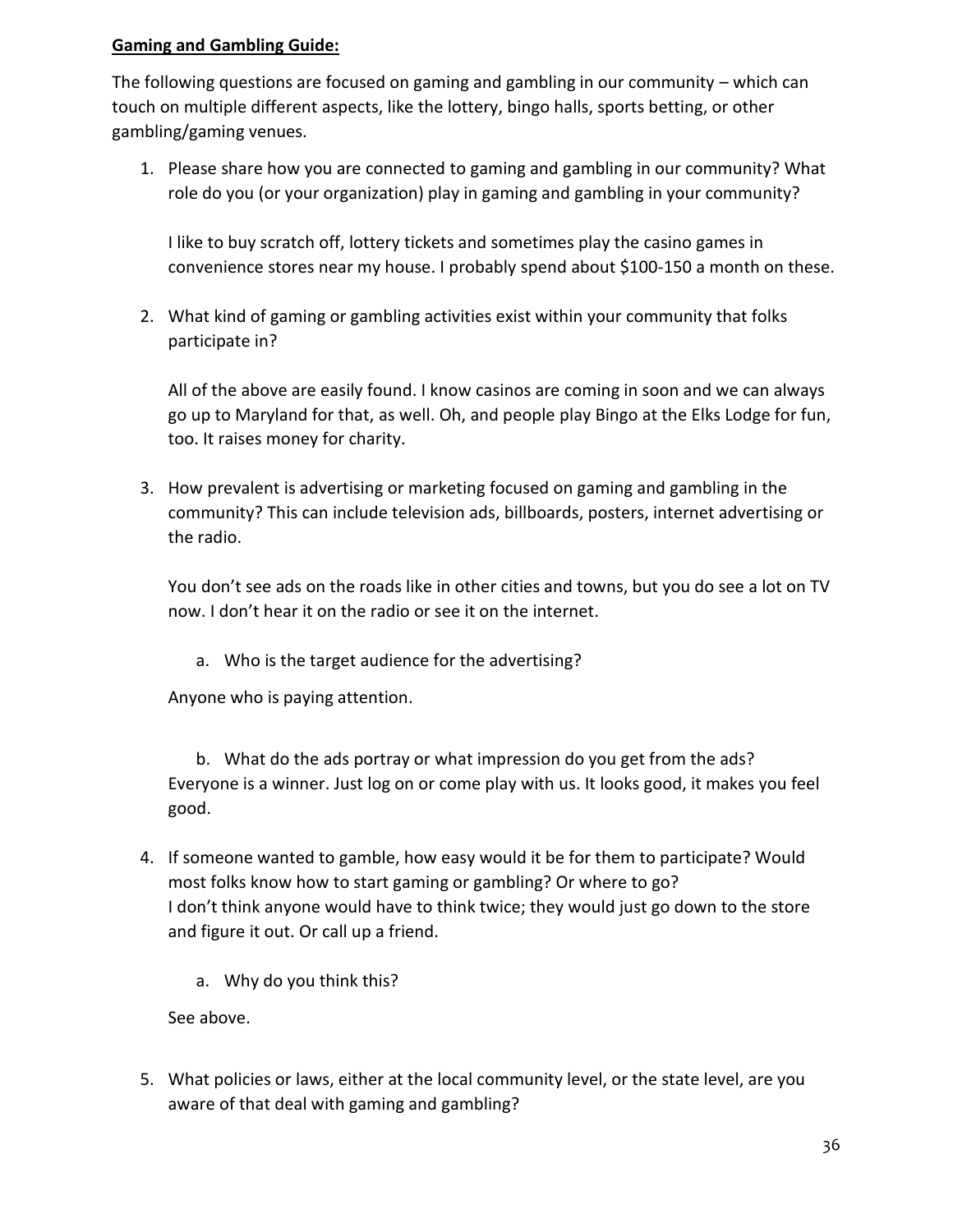**Gaming and Gambling Guide:**

The following questions are focused on gaming and gambling in our community – which can touch on multiple different aspects, like the lottery, bingo halls, sports betting, or other gambling/gaming venues.

1. Please share how you are connected to gaming and gambling in our community? What role do you (or your organization) play in gaming and gambling in your community?

   I like to buy scratch off, lottery tickets and sometimes play the casino games in convenience stores near my house. I probably spend about $100-150 a month on these.

2. What kind of gaming or gambling activities exist within your community that folks participate in?

   All of the above are easily found. I know casinos are coming in soon and we can always go up to Maryland for that, as well. Oh, and people play Bingo at the Elks Lodge for fun, too. It raises money for charity.

3. How prevalent is advertising or marketing focused on gaming and gambling in the community? This can include television ads, billboards, posters, internet advertising or the radio.

   You don't see ads on the roads like in other cities and towns, but you do see a lot on TV now. I don't hear it on the radio or see it on the internet.

   a. Who is the target audience for the advertising?

   Anyone who is paying attention.

   b. What do the ads portray or what impression do you get from the ads?
   Everyone is a winner. Just log on or come play with us. It looks good, it makes you feel good.

4. If someone wanted to gamble, how easy would it be for them to participate? Would most folks know how to start gaming or gambling? Or where to go?
   I don't think anyone would have to think twice; they would just go down to the store and figure it out. Or call up a friend.

   a. Why do you think this?

   See above.

5. What policies or laws, either at the local community level, or the state level, are you aware of that deal with gaming and gambling?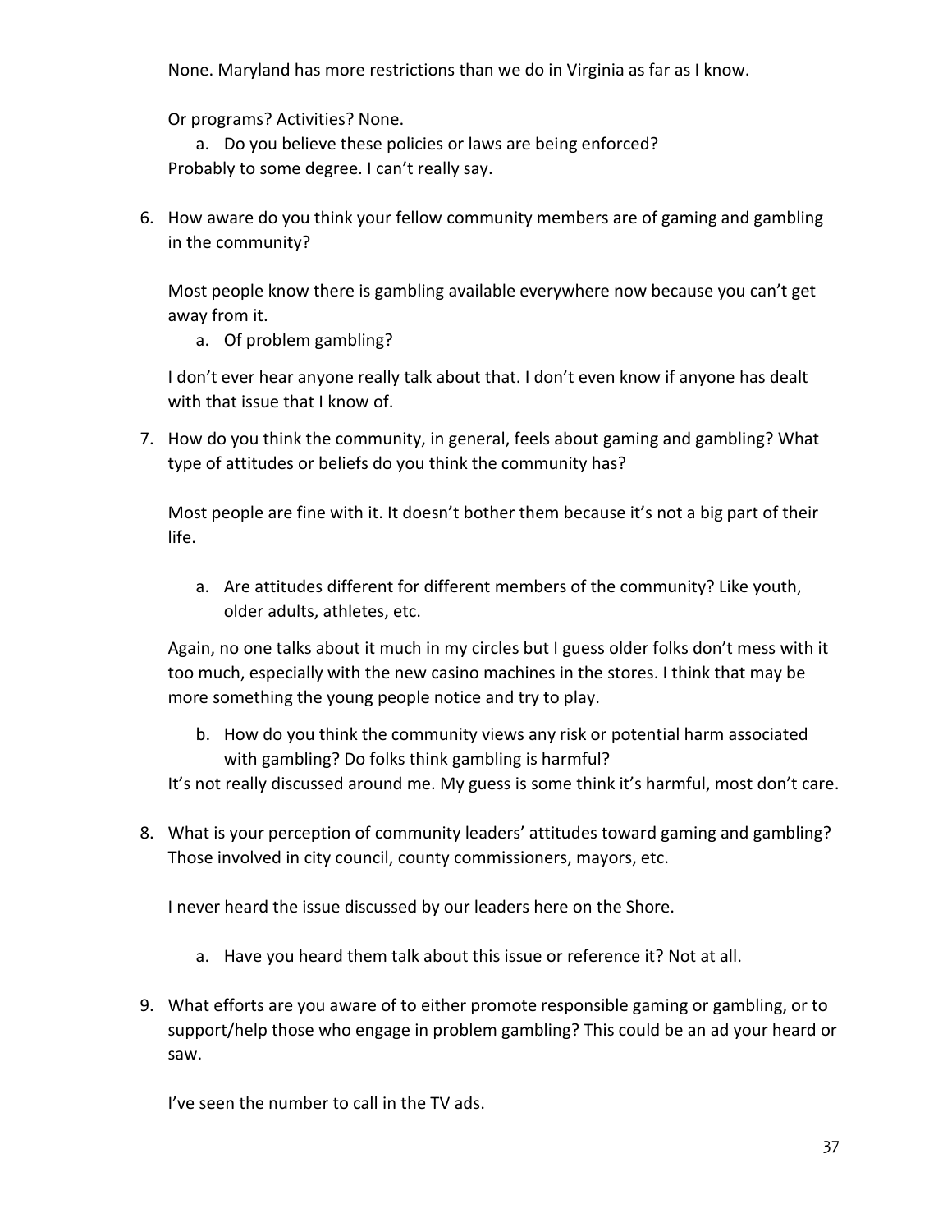None. Maryland has more restrictions than we do in Virginia as far as I know.

Or programs? Activities? None.

a. Do you believe these policies or laws are being enforced?

Probably to some degree. I can't really say.

6. How aware do you think your fellow community members are of gaming and gambling in the community?

   Most people know there is gambling available everywhere now because you can't get away from it.

   a. Of problem gambling?

   I don't ever hear anyone really talk about that. I don't even know if anyone has dealt with that issue that I know of.

7. How do you think the community, in general, feels about gaming and gambling? What type of attitudes or beliefs do you think the community has?

   Most people are fine with it. It doesn't bother them because it's not a big part of their life.

   a. Are attitudes different for different members of the community? Like youth, older adults, athletes, etc.

   Again, no one talks about it much in my circles but I guess older folks don't mess with it too much, especially with the new casino machines in the stores. I think that may be more something the young people notice and try to play.

   b. How do you think the community views any risk or potential harm associated with gambling? Do folks think gambling is harmful?

   It's not really discussed around me. My guess is some think it's harmful, most don't care.

8. What is your perception of community leaders' attitudes toward gaming and gambling? Those involved in city council, county commissioners, mayors, etc.

   I never heard the issue discussed by our leaders here on the Shore.

   a. Have you heard them talk about this issue or reference it? Not at all.

9. What efforts are you aware of to either promote responsible gaming or gambling, or to support/help those who engage in problem gambling? This could be an ad your heard or saw.

   I've seen the number to call in the TV ads.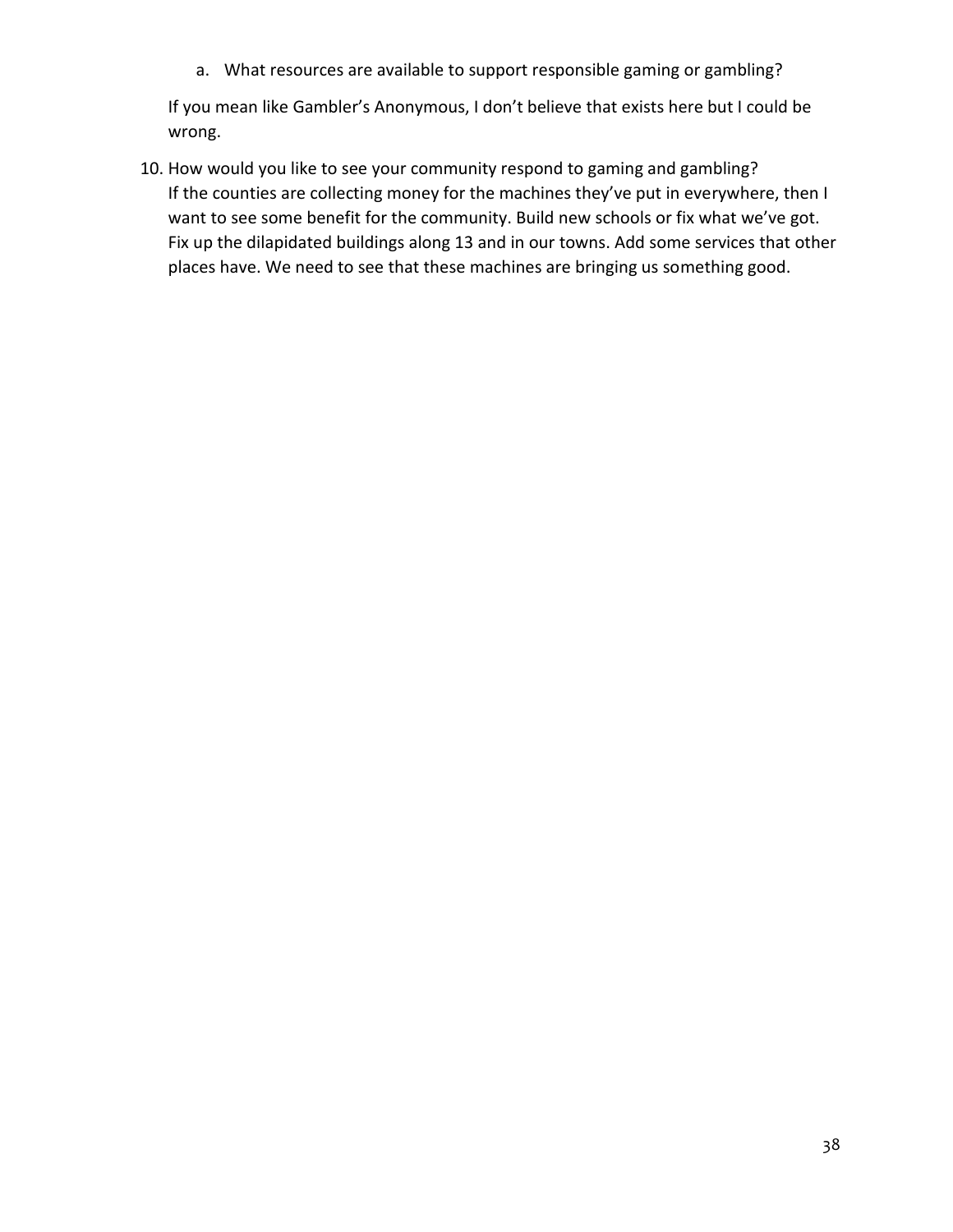a. What resources are available to support responsible gaming or gambling?

   If you mean like Gambler's Anonymous, I don't believe that exists here but I could be wrong.

10. How would you like to see your community respond to gaming and gambling?
    If the counties are collecting money for the machines they've put in everywhere, then I want to see some benefit for the community. Build new schools or fix what we've got. Fix up the dilapidated buildings along 13 and in our towns. Add some services that other places have. We need to see that these machines are bringing us something good.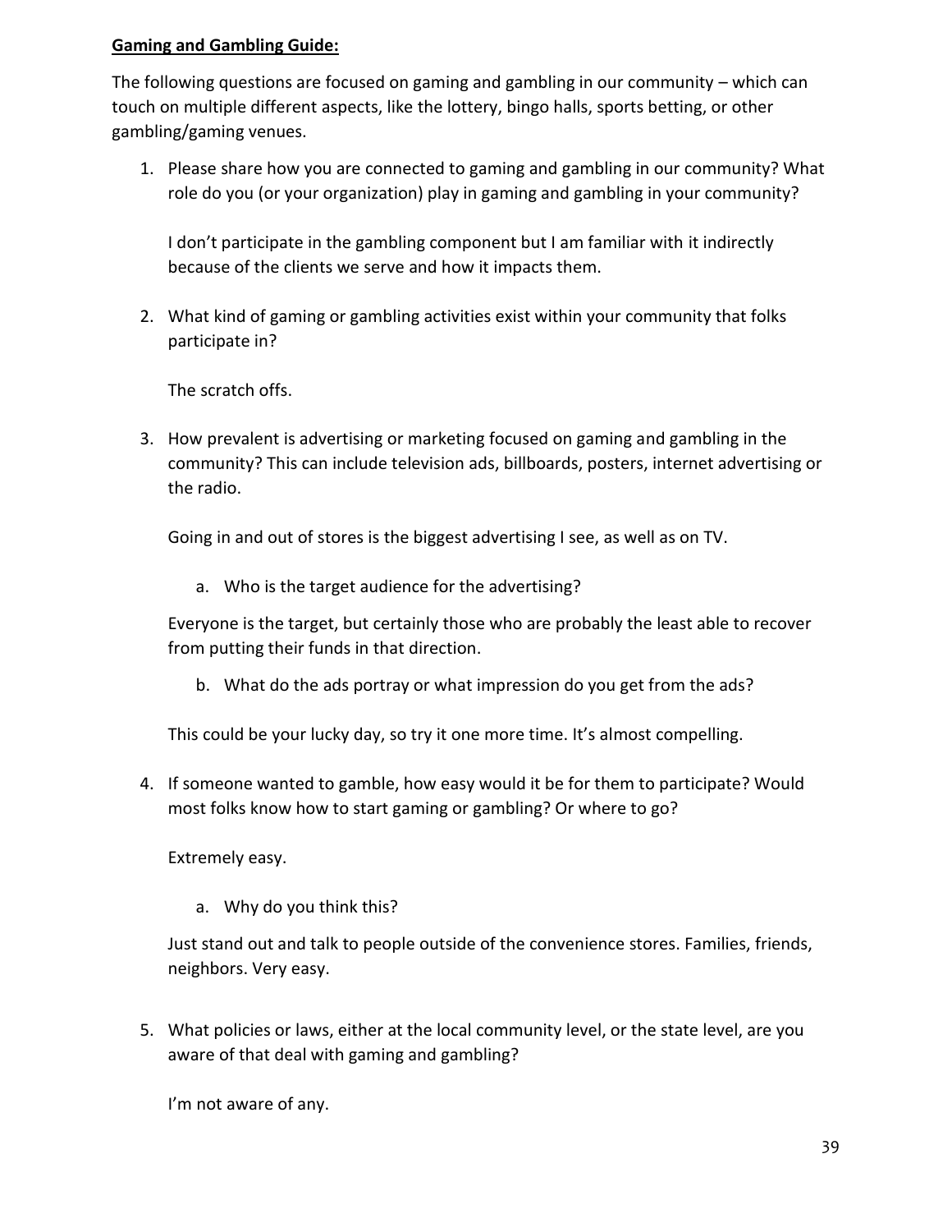**Gaming and Gambling Guide:**

The following questions are focused on gaming and gambling in our community – which can touch on multiple different aspects, like the lottery, bingo halls, sports betting, or other gambling/gaming venues.

1. Please share how you are connected to gaming and gambling in our community? What role do you (or your organization) play in gaming and gambling in your community?

   I don't participate in the gambling component but I am familiar with it indirectly because of the clients we serve and how it impacts them.

2. What kind of gaming or gambling activities exist within your community that folks participate in?

   The scratch offs.

3. How prevalent is advertising or marketing focused on gaming and gambling in the community? This can include television ads, billboards, posters, internet advertising or the radio.

   Going in and out of stores is the biggest advertising I see, as well as on TV.

   a. Who is the target audience for the advertising?

   Everyone is the target, but certainly those who are probably the least able to recover from putting their funds in that direction.

   b. What do the ads portray or what impression do you get from the ads?

   This could be your lucky day, so try it one more time. It's almost compelling.

4. If someone wanted to gamble, how easy would it be for them to participate? Would most folks know how to start gaming or gambling? Or where to go?

   Extremely easy.

   a. Why do you think this?

   Just stand out and talk to people outside of the convenience stores. Families, friends, neighbors. Very easy.

5. What policies or laws, either at the local community level, or the state level, are you aware of that deal with gaming and gambling?

   I'm not aware of any.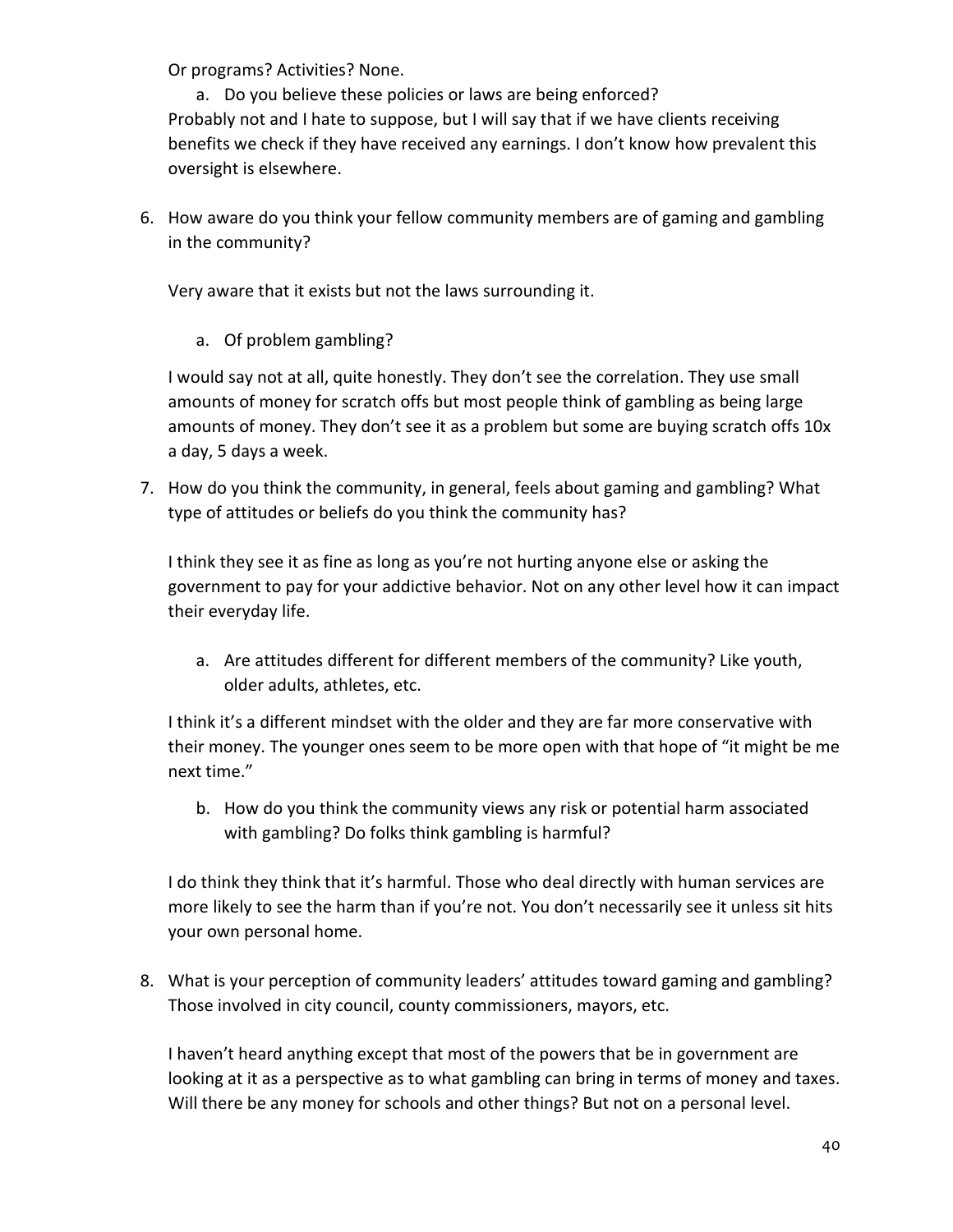Or programs? Activities? None.

a. Do you believe these policies or laws are being enforced?

Probably not and I hate to suppose, but I will say that if we have clients receiving benefits we check if they have received any earnings. I don't know how prevalent this oversight is elsewhere.

6. How aware do you think your fellow community members are of gaming and gambling in the community?

   Very aware that it exists but not the laws surrounding it.

   a. Of problem gambling?

   I would say not at all, quite honestly. They don't see the correlation. They use small amounts of money for scratch offs but most people think of gambling as being large amounts of money. They don't see it as a problem but some are buying scratch offs 10x a day, 5 days a week.

7. How do you think the community, in general, feels about gaming and gambling? What type of attitudes or beliefs do you think the community has?

   I think they see it as fine as long as you're not hurting anyone else or asking the government to pay for your addictive behavior. Not on any other level how it can impact their everyday life.

   a. Are attitudes different for different members of the community? Like youth, older adults, athletes, etc.

   I think it's a different mindset with the older and they are far more conservative with their money. The younger ones seem to be more open with that hope of "it might be me next time."

   b. How do you think the community views any risk or potential harm associated with gambling? Do folks think gambling is harmful?

   I do think they think that it's harmful. Those who deal directly with human services are more likely to see the harm than if you're not. You don't necessarily see it unless sit hits your own personal home.

8. What is your perception of community leaders' attitudes toward gaming and gambling? Those involved in city council, county commissioners, mayors, etc.

   I haven't heard anything except that most of the powers that be in government are looking at it as a perspective as to what gambling can bring in terms of money and taxes. Will there be any money for schools and other things? But not on a personal level.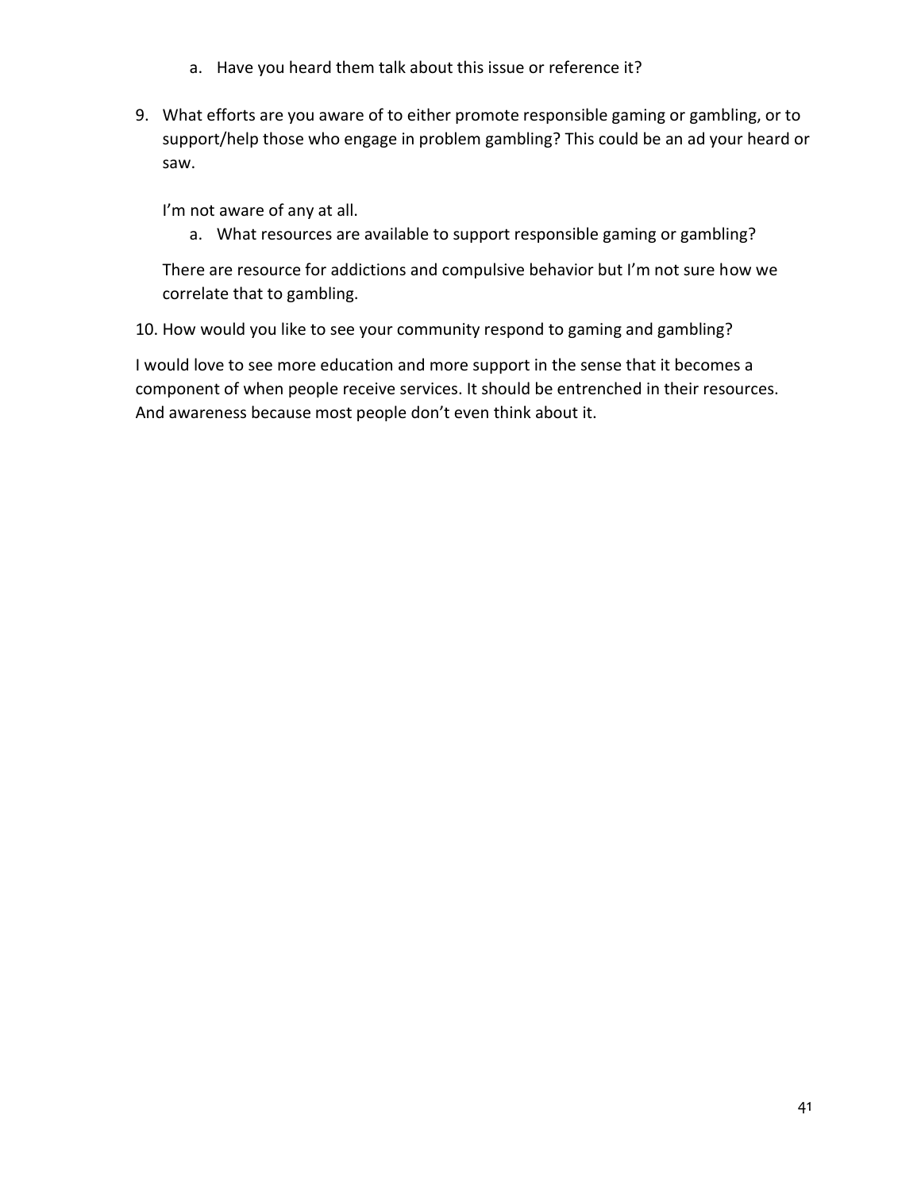a. Have you heard them talk about this issue or reference it?

9. What efforts are you aware of to either promote responsible gaming or gambling, or to support/help those who engage in problem gambling? This could be an ad your heard or saw.

   I'm not aware of any at all.

   a. What resources are available to support responsible gaming or gambling?

   There are resource for addictions and compulsive behavior but I'm not sure how we correlate that to gambling.

10. How would you like to see your community respond to gaming and gambling?

I would love to see more education and more support in the sense that it becomes a component of when people receive services. It should be entrenched in their resources. And awareness because most people don't even think about it.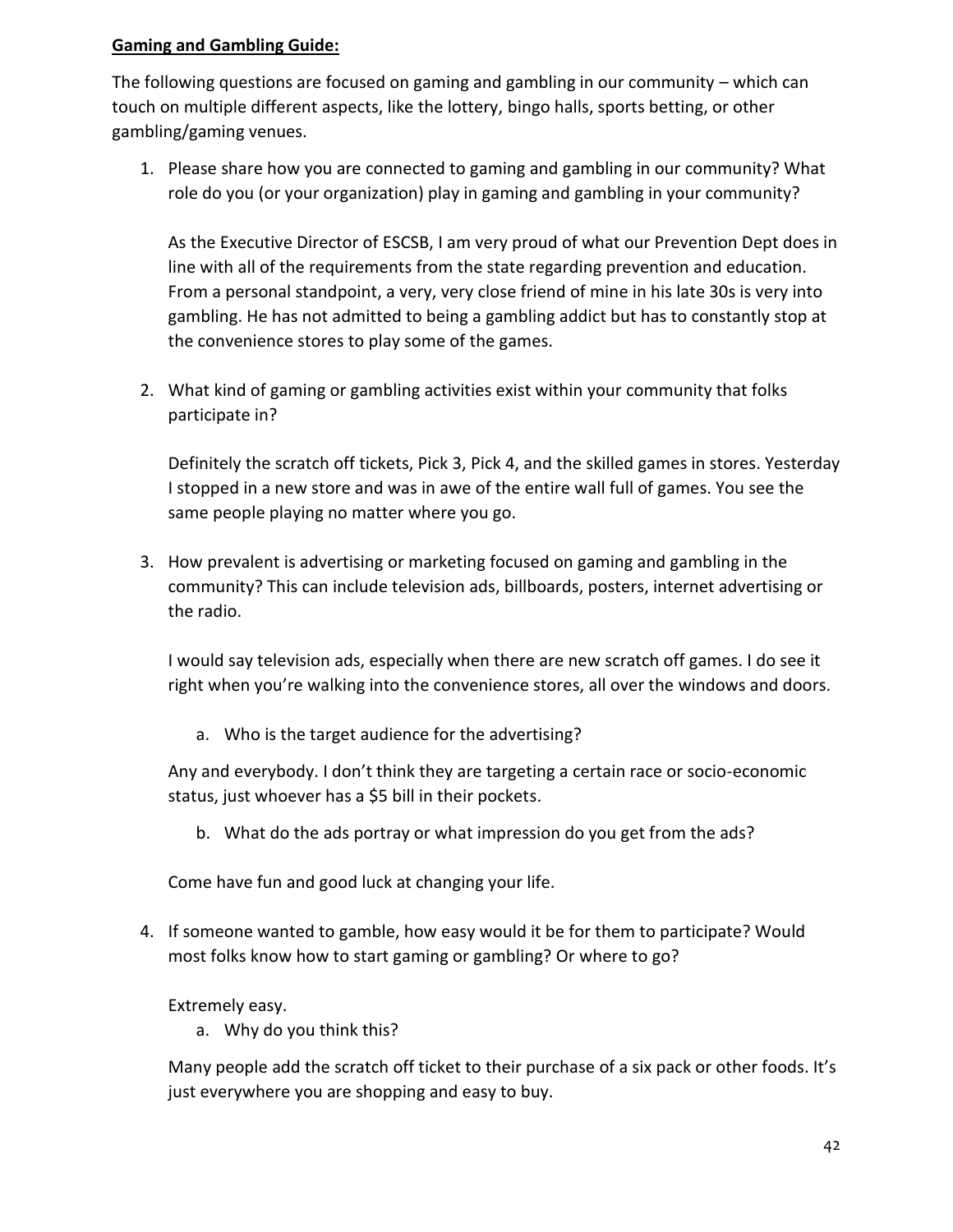**<u>Gaming and Gambling Guide:</u>**

The following questions are focused on gaming and gambling in our community – which can touch on multiple different aspects, like the lottery, bingo halls, sports betting, or other gambling/gaming venues.

1. Please share how you are connected to gaming and gambling in our community? What role do you (or your organization) play in gaming and gambling in your community?

   As the Executive Director of ESCSB, I am very proud of what our Prevention Dept does in line with all of the requirements from the state regarding prevention and education. From a personal standpoint, a very, very close friend of mine in his late 30s is very into gambling. He has not admitted to being a gambling addict but has to constantly stop at the convenience stores to play some of the games.

2. What kind of gaming or gambling activities exist within your community that folks participate in?

   Definitely the scratch off tickets, Pick 3, Pick 4, and the skilled games in stores. Yesterday I stopped in a new store and was in awe of the entire wall full of games. You see the same people playing no matter where you go.

3. How prevalent is advertising or marketing focused on gaming and gambling in the community? This can include television ads, billboards, posters, internet advertising or the radio.

   I would say television ads, especially when there are new scratch off games. I do see it right when you're walking into the convenience stores, all over the windows and doors.

   a. Who is the target audience for the advertising?

   Any and everybody. I don't think they are targeting a certain race or socio-economic status, just whoever has a $5 bill in their pockets.

   b. What do the ads portray or what impression do you get from the ads?

   Come have fun and good luck at changing your life.

4. If someone wanted to gamble, how easy would it be for them to participate? Would most folks know how to start gaming or gambling? Or where to go?

   Extremely easy.

   a. Why do you think this?

   Many people add the scratch off ticket to their purchase of a six pack or other foods. It's just everywhere you are shopping and easy to buy.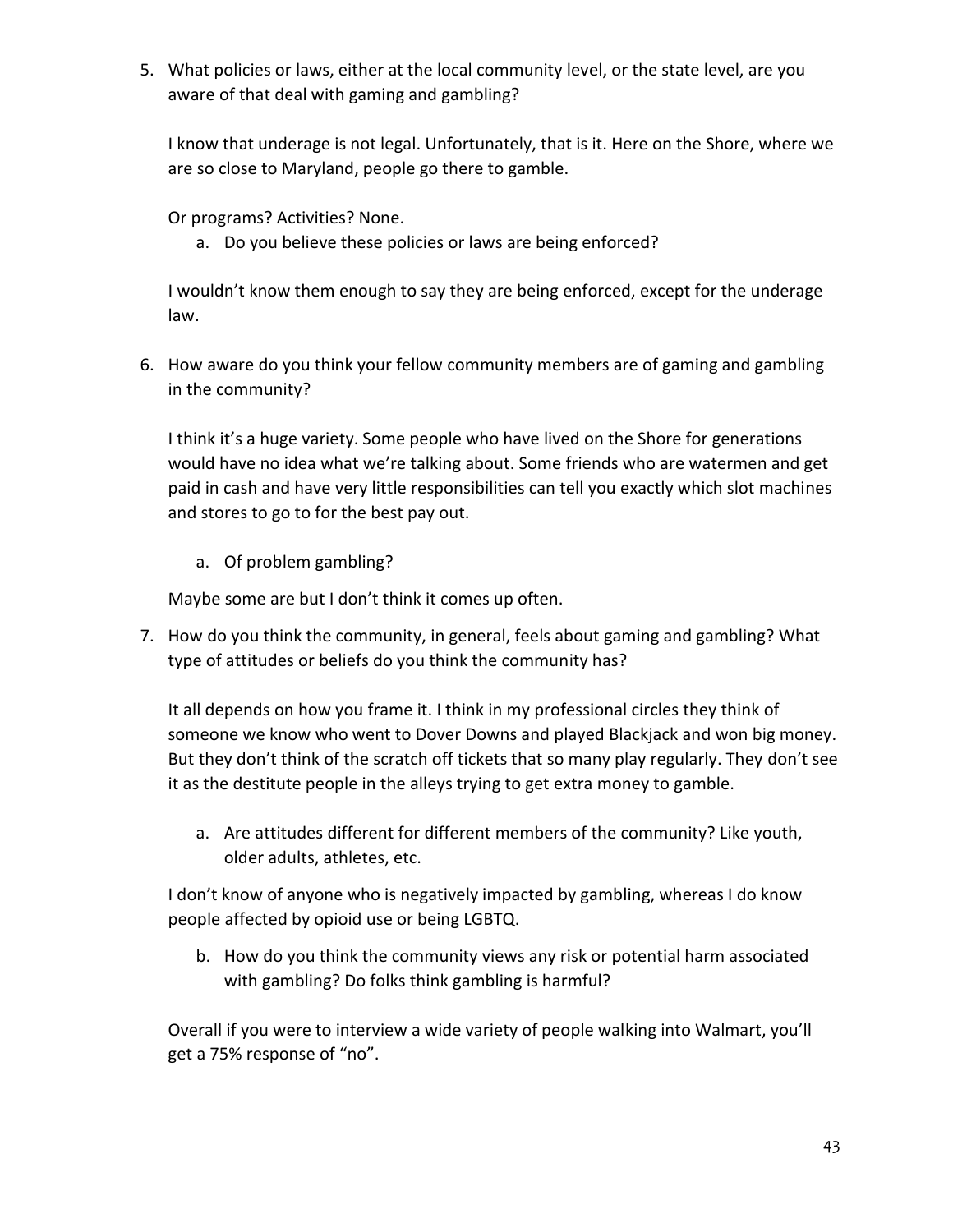5. What policies or laws, either at the local community level, or the state level, are you aware of that deal with gaming and gambling?

   I know that underage is not legal. Unfortunately, that is it. Here on the Shore, where we are so close to Maryland, people go there to gamble.

   Or programs? Activities? None.

   a. Do you believe these policies or laws are being enforced?

   I wouldn't know them enough to say they are being enforced, except for the underage law.

6. How aware do you think your fellow community members are of gaming and gambling in the community?

   I think it's a huge variety. Some people who have lived on the Shore for generations would have no idea what we're talking about. Some friends who are watermen and get paid in cash and have very little responsibilities can tell you exactly which slot machines and stores to go to for the best pay out.

   a. Of problem gambling?

   Maybe some are but I don't think it comes up often.

7. How do you think the community, in general, feels about gaming and gambling? What type of attitudes or beliefs do you think the community has?

   It all depends on how you frame it. I think in my professional circles they think of someone we know who went to Dover Downs and played Blackjack and won big money. But they don't think of the scratch off tickets that so many play regularly. They don't see it as the destitute people in the alleys trying to get extra money to gamble.

   a. Are attitudes different for different members of the community? Like youth, older adults, athletes, etc.

   I don't know of anyone who is negatively impacted by gambling, whereas I do know people affected by opioid use or being LGBTQ.

   b. How do you think the community views any risk or potential harm associated with gambling? Do folks think gambling is harmful?

   Overall if you were to interview a wide variety of people walking into Walmart, you'll get a 75% response of "no".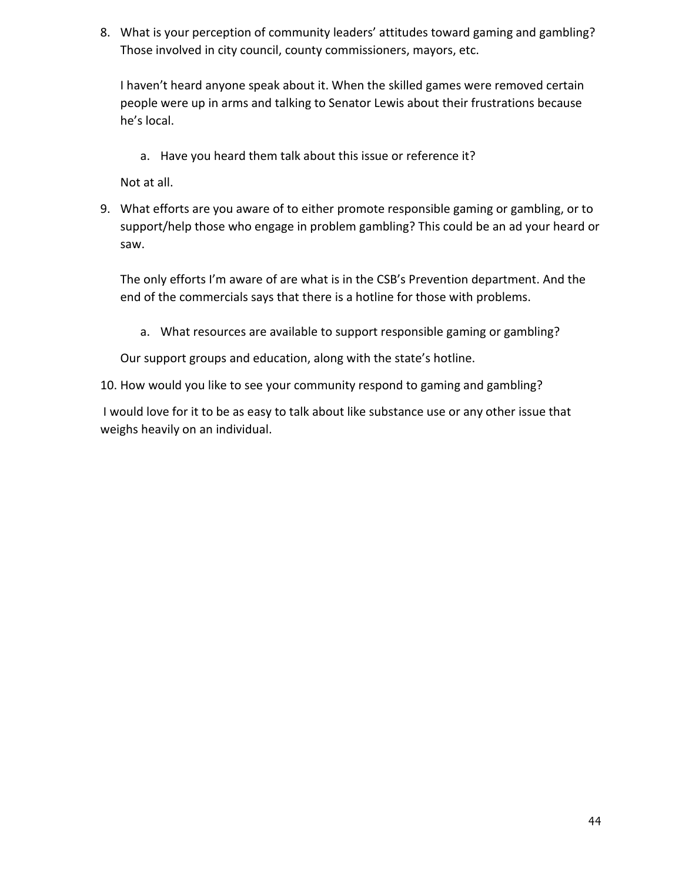8. What is your perception of community leaders' attitudes toward gaming and gambling? Those involved in city council, county commissioners, mayors, etc.

   I haven't heard anyone speak about it. When the skilled games were removed certain people were up in arms and talking to Senator Lewis about their frustrations because he's local.

   a. Have you heard them talk about this issue or reference it?

   Not at all.

9. What efforts are you aware of to either promote responsible gaming or gambling, or to support/help those who engage in problem gambling? This could be an ad your heard or saw.

   The only efforts I'm aware of are what is in the CSB's Prevention department. And the end of the commercials says that there is a hotline for those with problems.

   a. What resources are available to support responsible gaming or gambling?

   Our support groups and education, along with the state's hotline.

10. How would you like to see your community respond to gaming and gambling?

I would love for it to be as easy to talk about like substance use or any other issue that weighs heavily on an individual.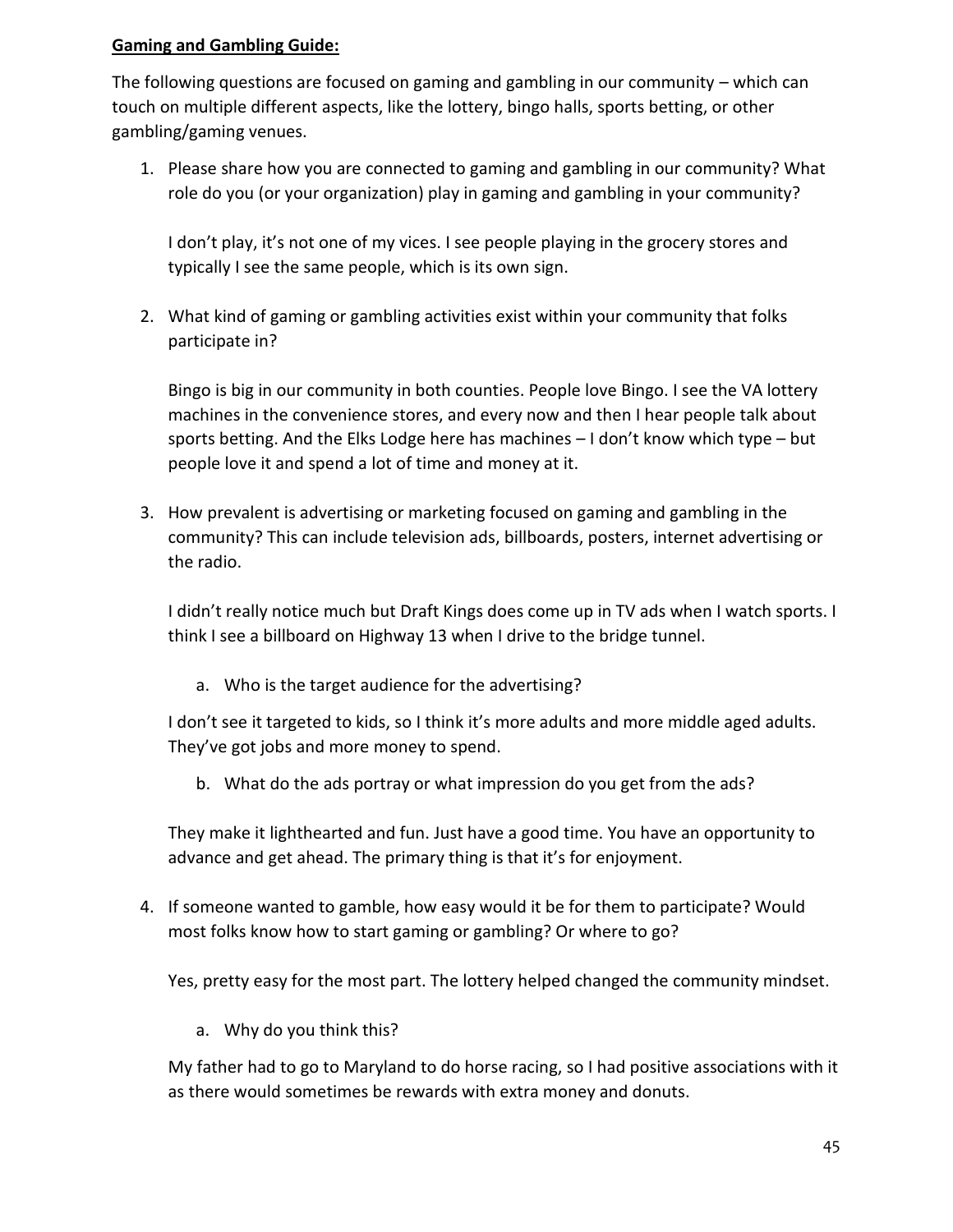**Gaming and Gambling Guide:**

The following questions are focused on gaming and gambling in our community – which can touch on multiple different aspects, like the lottery, bingo halls, sports betting, or other gambling/gaming venues.

1. Please share how you are connected to gaming and gambling in our community? What role do you (or your organization) play in gaming and gambling in your community?

   I don't play, it's not one of my vices. I see people playing in the grocery stores and typically I see the same people, which is its own sign.

2. What kind of gaming or gambling activities exist within your community that folks participate in?

   Bingo is big in our community in both counties. People love Bingo. I see the VA lottery machines in the convenience stores, and every now and then I hear people talk about sports betting. And the Elks Lodge here has machines – I don't know which type – but people love it and spend a lot of time and money at it.

3. How prevalent is advertising or marketing focused on gaming and gambling in the community? This can include television ads, billboards, posters, internet advertising or the radio.

   I didn't really notice much but Draft Kings does come up in TV ads when I watch sports. I think I see a billboard on Highway 13 when I drive to the bridge tunnel.

   a. Who is the target audience for the advertising?

   I don't see it targeted to kids, so I think it's more adults and more middle aged adults. They've got jobs and more money to spend.

   b. What do the ads portray or what impression do you get from the ads?

   They make it lighthearted and fun. Just have a good time. You have an opportunity to advance and get ahead. The primary thing is that it's for enjoyment.

4. If someone wanted to gamble, how easy would it be for them to participate? Would most folks know how to start gaming or gambling? Or where to go?

   Yes, pretty easy for the most part. The lottery helped changed the community mindset.

   a. Why do you think this?

   My father had to go to Maryland to do horse racing, so I had positive associations with it as there would sometimes be rewards with extra money and donuts.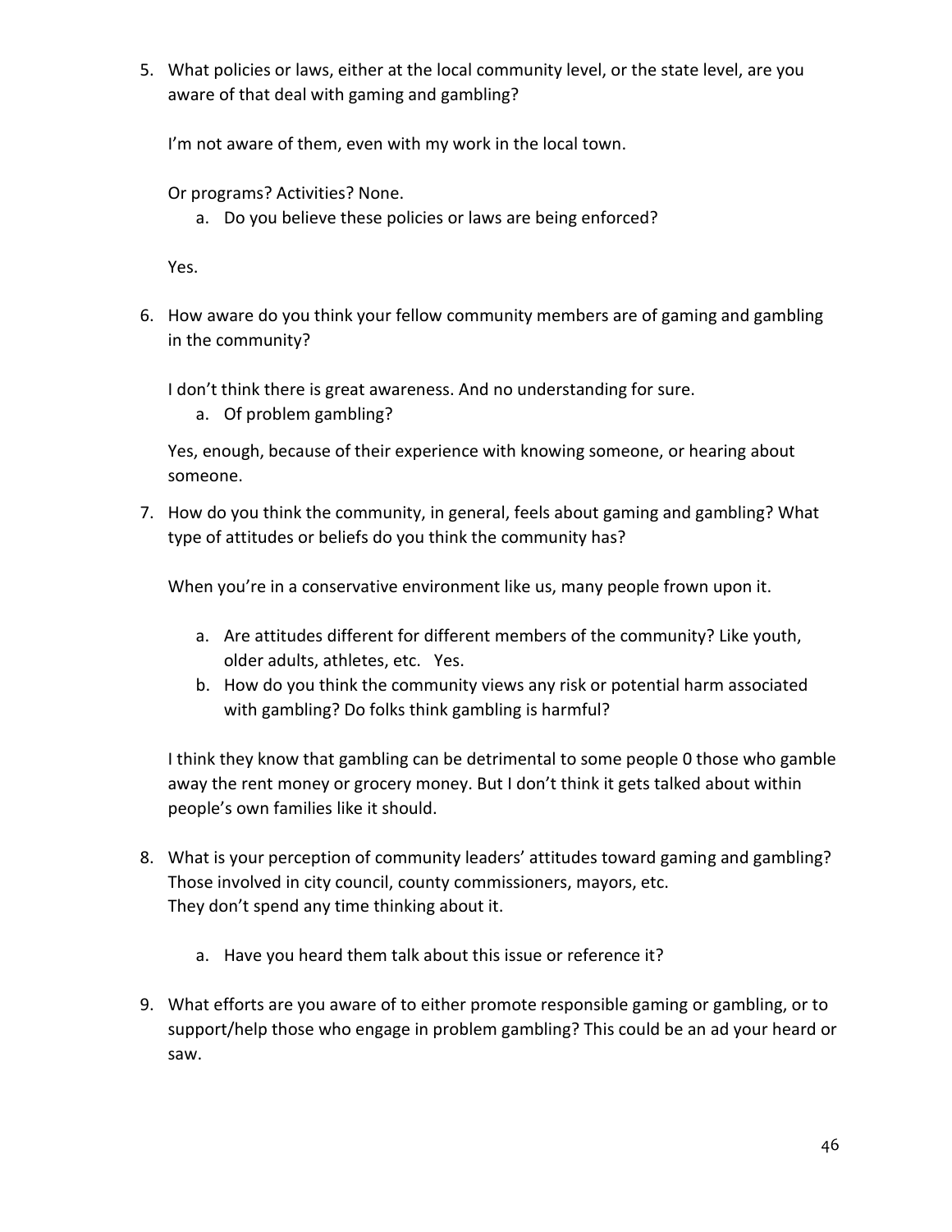5. What policies or laws, either at the local community level, or the state level, are you aware of that deal with gaming and gambling?

   I'm not aware of them, even with my work in the local town.

   Or programs? Activities? None.

   a. Do you believe these policies or laws are being enforced?

   Yes.

6. How aware do you think your fellow community members are of gaming and gambling in the community?

   I don't think there is great awareness. And no understanding for sure.

   a. Of problem gambling?

   Yes, enough, because of their experience with knowing someone, or hearing about someone.

7. How do you think the community, in general, feels about gaming and gambling? What type of attitudes or beliefs do you think the community has?

   When you're in a conservative environment like us, many people frown upon it.

   a. Are attitudes different for different members of the community? Like youth, older adults, athletes, etc. Yes.
   b. How do you think the community views any risk or potential harm associated with gambling? Do folks think gambling is harmful?

   I think they know that gambling can be detrimental to some people 0 those who gamble away the rent money or grocery money. But I don't think it gets talked about within people's own families like it should.

8. What is your perception of community leaders' attitudes toward gaming and gambling? Those involved in city council, county commissioners, mayors, etc.
   They don't spend any time thinking about it.

   a. Have you heard them talk about this issue or reference it?

9. What efforts are you aware of to either promote responsible gaming or gambling, or to support/help those who engage in problem gambling? This could be an ad your heard or saw.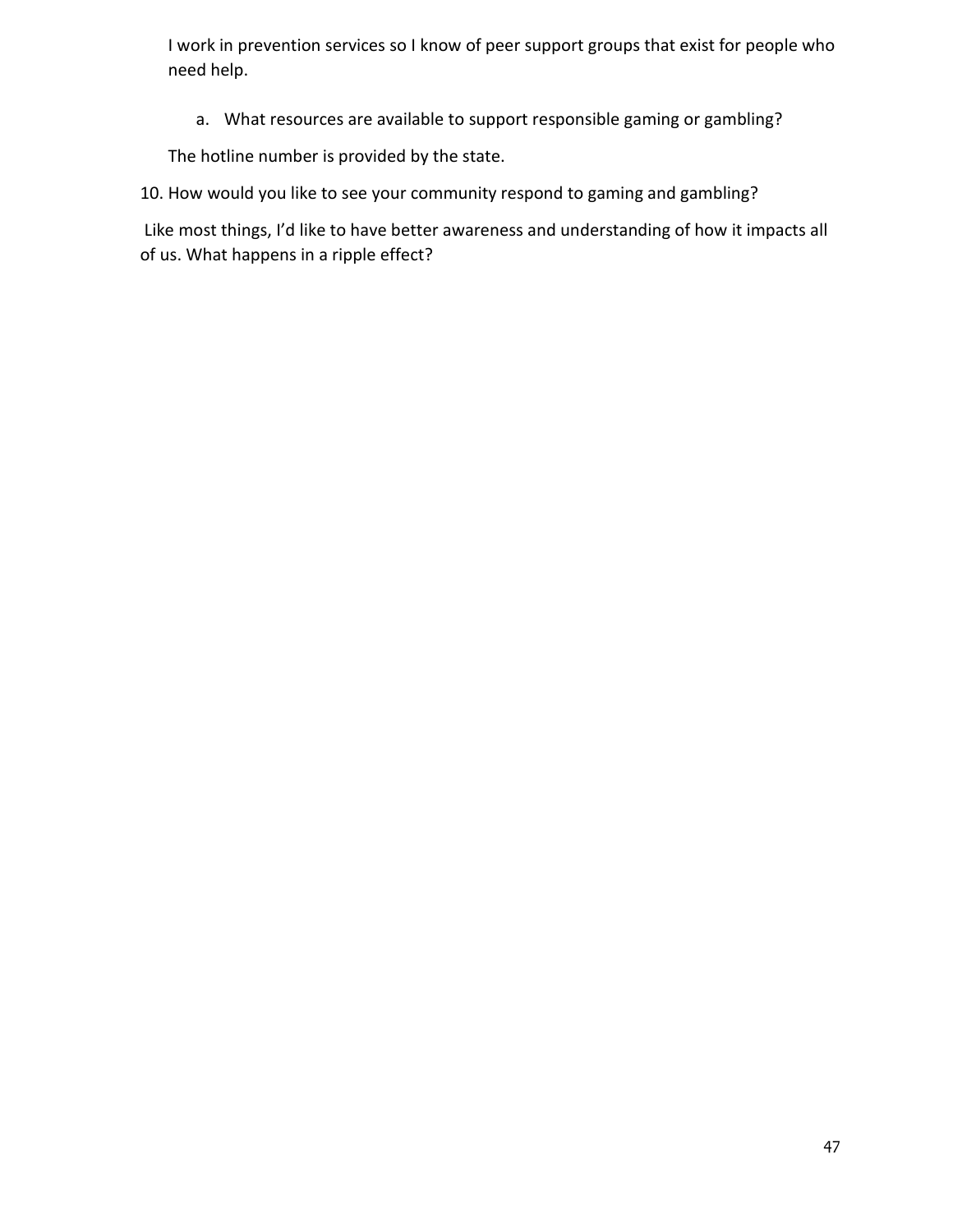I work in prevention services so I know of peer support groups that exist for people who need help.

a. What resources are available to support responsible gaming or gambling?

The hotline number is provided by the state.

10. How would you like to see your community respond to gaming and gambling?

Like most things, I'd like to have better awareness and understanding of how it impacts all of us. What happens in a ripple effect?